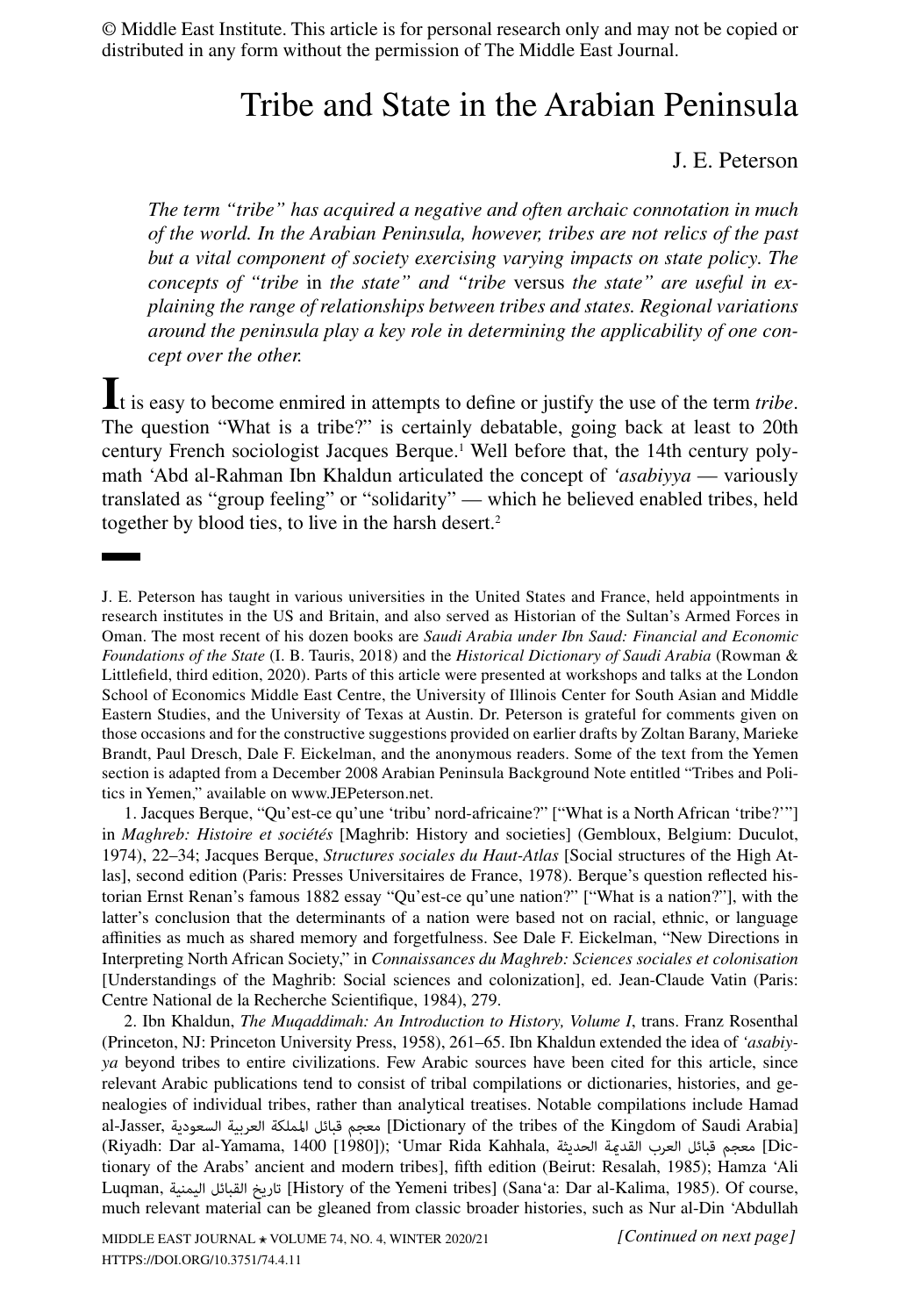© Middle East Institute. This article is for personal research only and may not be copied or distributed in any form without the permission of The Middle East Journal.

# Tribe and State in the Arabian Peninsula

J. E. Peterson

*The term "tribe" has acquired a negative and often archaic connotation in much of the world. In the Arabian Peninsula, however, tribes are not relics of the past but a vital component of society exercising varying impacts on state policy. The concepts of "tribe* in *the state" and "tribe* versus *the state" are useful in explaining the range of relationships between tribes and states. Regional variations around the peninsula play a key role in determining the applicability of one concept over the other.*

It is easy to become enmired in attempts to define or justify the use of the term *tribe*. The question "What is a tribe?" is certainly debatable, going back at least to 20th century French sociologist Jacques Berque.[1] Well before that, the 14th century polymath ʿAbd al-Rahman Ibn Khaldun articulated the concept of *ʿasabiyya* — variously translated as "group feeling" or "solidarity" — which he believed enabled tribes, held together by blood ties, to live in the harsh desert.[2]

---

J. E. Peterson has taught in various universities in the United States and France, held appointments in research institutes in the US and Britain, and also served as Historian of the Sultan's Armed Forces in Oman. The most recent of his dozen books are *Saudi Arabia under Ibn Saud: Financial and Economic Foundations of the State* (I. B. Tauris, 2018) and the *Historical Dictionary of Saudi Arabia* (Rowman & Littlefield, third edition, 2020). Parts of this article were presented at workshops and talks at the London School of Economics Middle East Centre, the University of Illinois Center for South Asian and Middle Eastern Studies, and the University of Texas at Austin. Dr. Peterson is grateful for comments given on those occasions and for the constructive suggestions provided on earlier drafts by Zoltan Barany, Marieke Brandt, Paul Dresch, Dale F. Eickelman, and the anonymous readers. Some of the text from the Yemen section is adapted from a December 2008 Arabian Peninsula Background Note entitled "Tribes and Politics in Yemen," available on www.JEPeterson.net.

1. Jacques Berque, "Qu'est-ce qu'une 'tribu' nord-africaine?" ["What is a North African 'tribe?'"] in *Maghreb: Histoire et sociétés* [Maghrib: History and societies] (Gembloux, Belgium: Duculot, 1974), 22–34; Jacques Berque, *Structures sociales du Haut-Atlas* [Social structures of the High Atlas], second edition (Paris: Presses Universitaires de France, 1978). Berque's question reflected historian Ernst Renan's famous 1882 essay "Qu'est-ce qu'une nation?" ["What is a nation?"], with the latter's conclusion that the determinants of a nation were based not on racial, ethnic, or language affinities as much as shared memory and forgetfulness. See Dale F. Eickelman, "New Directions in Interpreting North African Society," in *Connaissances du Maghreb: Sciences sociales et colonisation* [Understandings of the Maghrib: Social sciences and colonization], ed. Jean-Claude Vatin (Paris: Centre National de la Recherche Scientifique, 1984), 279.

2. Ibn Khaldun, *The Muqaddimah: An Introduction to History, Volume I*, trans. Franz Rosenthal (Princeton, NJ: Princeton University Press, 1958), 261–65. Ibn Khaldun extended the idea of *ʿasabiyya* beyond tribes to entire civilizations. Few Arabic sources have been cited for this article, since relevant Arabic publications tend to consist of tribal compilations or dictionaries, histories, and genealogies of individual tribes, rather than analytical treatises. Notable compilations include Hamad al-Jasser, معجم قبائل المملكة العربية السعودية [Dictionary of the tribes of the Kingdom of Saudi Arabia] (Riyadh: Dar al-Yamama, 1400 [1980]); ʿUmar Rida Kahhala, معجم قبائل العرب القديمة الحديثة [Dictionary of the Arabs' ancient and modern tribes], fifth edition (Beirut: Resalah, 1985); Hamza ʿAli Luqman, تاريخ القبائل اليمنية [History of the Yemeni tribes] (Sanaʿa: Dar al-Kalima, 1985). Of course, much relevant material can be gleaned from classic broader histories, such as Nur al-Din ʿAbdullah

*[Continued on next page]*

HTTPS://DOI.ORG/10.3751/74.4.11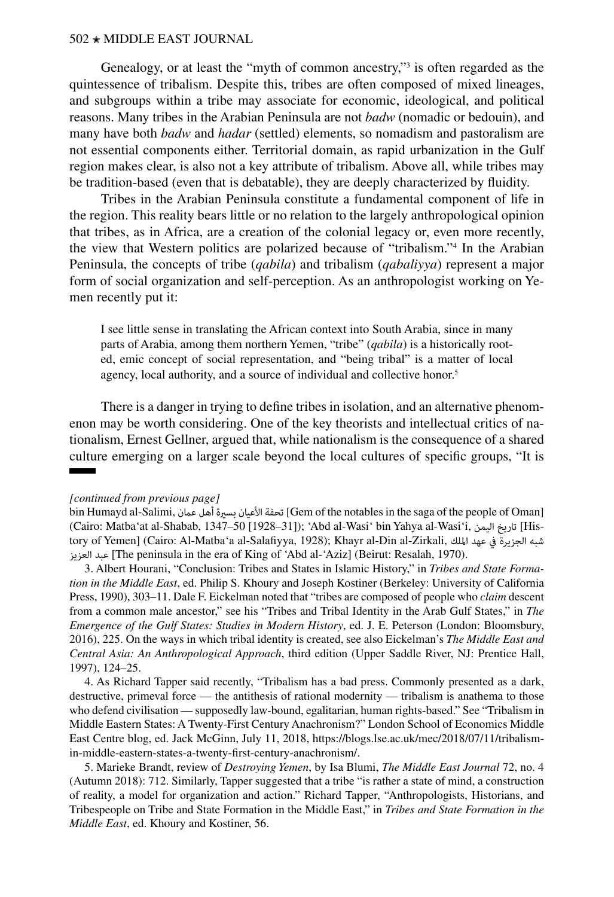Genealogy, or at least the "myth of common ancestry,"[3] is often regarded as the quintessence of tribalism. Despite this, tribes are often composed of mixed lineages, and subgroups within a tribe may associate for economic, ideological, and political reasons. Many tribes in the Arabian Peninsula are not *badw* (nomadic or bedouin), and many have both *badw* and *hadar* (settled) elements, so nomadism and pastoralism are not essential components either. Territorial domain, as rapid urbanization in the Gulf region makes clear, is also not a key attribute of tribalism. Above all, while tribes may be tradition-based (even that is debatable), they are deeply characterized by fluidity.

Tribes in the Arabian Peninsula constitute a fundamental component of life in the region. This reality bears little or no relation to the largely anthropological opinion that tribes, as in Africa, are a creation of the colonial legacy or, even more recently, the view that Western politics are polarized because of "tribalism."[4] In the Arabian Peninsula, the concepts of tribe (*qabila*) and tribalism (*qabaliyya*) represent a major form of social organization and self-perception. As an anthropologist working on Yemen recently put it:

> I see little sense in translating the African context into South Arabia, since in many parts of Arabia, among them northern Yemen, "tribe" (*qabila*) is a historically rooted, emic concept of social representation, and "being tribal" is a matter of local agency, local authority, and a source of individual and collective honor.[5]

There is a danger in trying to define tribes in isolation, and an alternative phenomenon may be worth considering. One of the key theorists and intellectual critics of nationalism, Ernest Gellner, argued that, while nationalism is the consequence of a shared culture emerging on a larger scale beyond the local cultures of specific groups, "It is

---

*[continued from previous page]*

bin Humayd al-Salimi, تحفة الأعيان بسيرة أهل عمان [Gem of the notables in the saga of the people of Oman] (Cairo: Matbaʻat al-Shabab, 1347–50 [1928–31]); ʻAbd al-Wasiʻ bin Yahya al-Wasiʻi, تاريخ اليمن [History of Yemen] (Cairo: Al-Matbaʻa al-Salafiyya, 1928); Khayr al-Din al-Zirkali, شبه الجزيرة في عهد الملك عبد العزيز [The peninsula in the era of King of ʻAbd al-ʻAziz] (Beirut: Resalah, 1970).

3. Albert Hourani, "Conclusion: Tribes and States in Islamic History," in *Tribes and State Formation in the Middle East*, ed. Philip S. Khoury and Joseph Kostiner (Berkeley: University of California Press, 1990), 303–11. Dale F. Eickelman noted that "tribes are composed of people who *claim* descent from a common male ancestor," see his "Tribes and Tribal Identity in the Arab Gulf States," in *The Emergence of the Gulf States: Studies in Modern History*, ed. J. E. Peterson (London: Bloomsbury, 2016), 225. On the ways in which tribal identity is created, see also Eickelman's *The Middle East and Central Asia: An Anthropological Approach*, third edition (Upper Saddle River, NJ: Prentice Hall, 1997), 124–25.

4. As Richard Tapper said recently, "Tribalism has a bad press. Commonly presented as a dark, destructive, primeval force — the antithesis of rational modernity — tribalism is anathema to those who defend civilisation — supposedly law-bound, egalitarian, human rights-based." See "Tribalism in Middle Eastern States: A Twenty-First Century Anachronism?" London School of Economics Middle East Centre blog, ed. Jack McGinn, July 11, 2018, https://blogs.lse.ac.uk/mec/2018/07/11/tribalism-in-middle-eastern-states-a-twenty-first-century-anachronism/.

5. Marieke Brandt, review of *Destroying Yemen*, by Isa Blumi, *The Middle East Journal* 72, no. 4 (Autumn 2018): 712. Similarly, Tapper suggested that a tribe "is rather a state of mind, a construction of reality, a model for organization and action." Richard Tapper, "Anthropologists, Historians, and Tribespeople on Tribe and State Formation in the Middle East," in *Tribes and State Formation in the Middle East*, ed. Khoury and Kostiner, 56.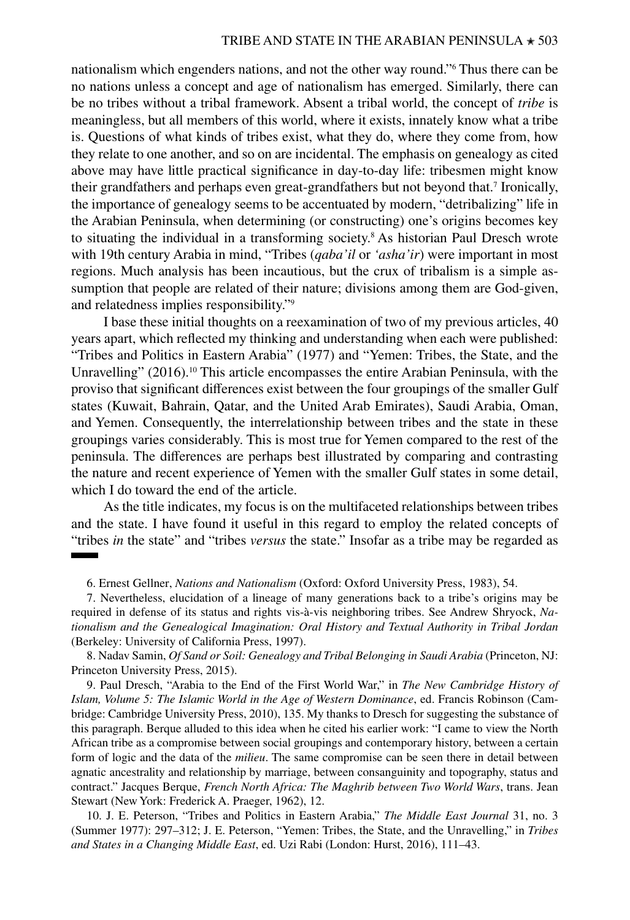nationalism which engenders nations, and not the other way round."[6] Thus there can be no nations unless a concept and age of nationalism has emerged. Similarly, there can be no tribes without a tribal framework. Absent a tribal world, the concept of *tribe* is meaningless, but all members of this world, where it exists, innately know what a tribe is. Questions of what kinds of tribes exist, what they do, where they come from, how they relate to one another, and so on are incidental. The emphasis on genealogy as cited above may have little practical significance in day-to-day life: tribesmen might know their grandfathers and perhaps even great-grandfathers but not beyond that.[7] Ironically, the importance of genealogy seems to be accentuated by modern, "detribalizing" life in the Arabian Peninsula, when determining (or constructing) one's origins becomes key to situating the individual in a transforming society.[8] As historian Paul Dresch wrote with 19th century Arabia in mind, "Tribes (*qaba'il* or *'asha'ir*) were important in most regions. Much analysis has been incautious, but the crux of tribalism is a simple assumption that people are related of their nature; divisions among them are God-given, and relatedness implies responsibility."[9]

I base these initial thoughts on a reexamination of two of my previous articles, 40 years apart, which reflected my thinking and understanding when each were published: "Tribes and Politics in Eastern Arabia" (1977) and "Yemen: Tribes, the State, and the Unravelling" (2016).[10] This article encompasses the entire Arabian Peninsula, with the proviso that significant differences exist between the four groupings of the smaller Gulf states (Kuwait, Bahrain, Qatar, and the United Arab Emirates), Saudi Arabia, Oman, and Yemen. Consequently, the interrelationship between tribes and the state in these groupings varies considerably. This is most true for Yemen compared to the rest of the peninsula. The differences are perhaps best illustrated by comparing and contrasting the nature and recent experience of Yemen with the smaller Gulf states in some detail, which I do toward the end of the article.

As the title indicates, my focus is on the multifaceted relationships between tribes and the state. I have found it useful in this regard to employ the related concepts of "tribes *in* the state" and "tribes *versus* the state." Insofar as a tribe may be regarded as

---

6. Ernest Gellner, *Nations and Nationalism* (Oxford: Oxford University Press, 1983), 54.

7. Nevertheless, elucidation of a lineage of many generations back to a tribe's origins may be required in defense of its status and rights vis-à-vis neighboring tribes. See Andrew Shryock, *Nationalism and the Genealogical Imagination: Oral History and Textual Authority in Tribal Jordan* (Berkeley: University of California Press, 1997).

8. Nadav Samin, *Of Sand or Soil: Genealogy and Tribal Belonging in Saudi Arabia* (Princeton, NJ: Princeton University Press, 2015).

9. Paul Dresch, "Arabia to the End of the First World War," in *The New Cambridge History of Islam, Volume 5: The Islamic World in the Age of Western Dominance*, ed. Francis Robinson (Cambridge: Cambridge University Press, 2010), 135. My thanks to Dresch for suggesting the substance of this paragraph. Berque alluded to this idea when he cited his earlier work: "I came to view the North African tribe as a compromise between social groupings and contemporary history, between a certain form of logic and the data of the *milieu*. The same compromise can be seen there in detail between agnatic ancestrality and relationship by marriage, between consanguinity and topography, status and contract." Jacques Berque, *French North Africa: The Maghrib between Two World Wars*, trans. Jean Stewart (New York: Frederick A. Praeger, 1962), 12.

10. J. E. Peterson, "Tribes and Politics in Eastern Arabia," *The Middle East Journal* 31, no. 3 (Summer 1977): 297–312; J. E. Peterson, "Yemen: Tribes, the State, and the Unravelling," in *Tribes and States in a Changing Middle East*, ed. Uzi Rabi (London: Hurst, 2016), 111–43.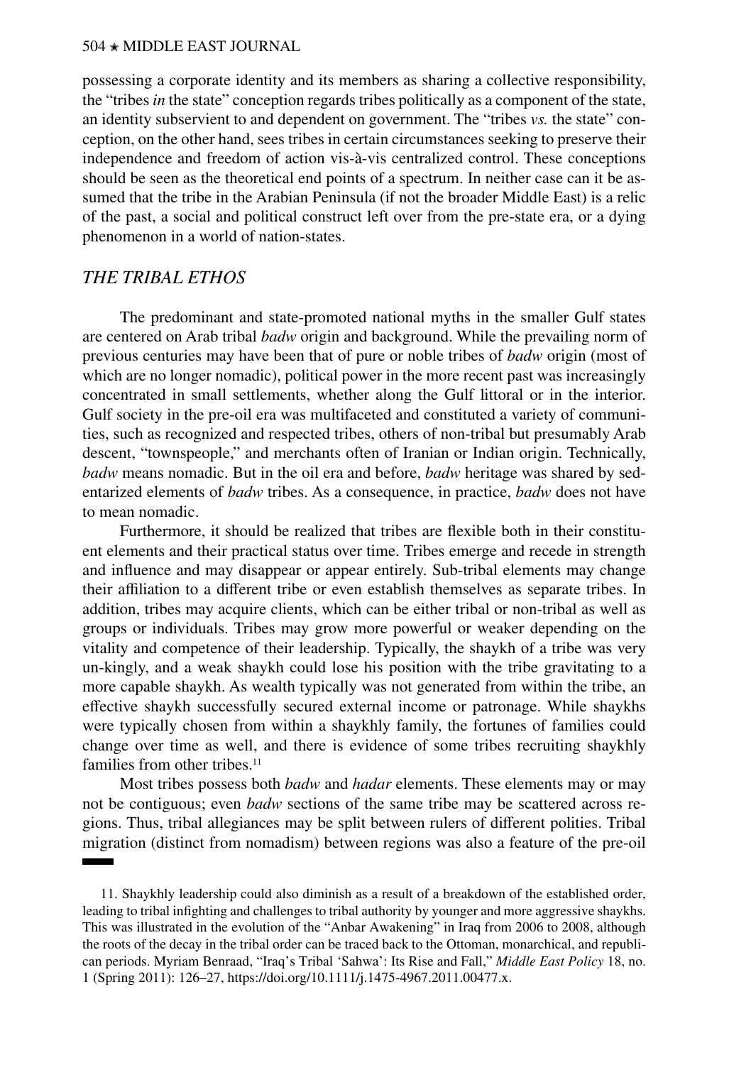possessing a corporate identity and its members as sharing a collective responsibility, the "tribes *in* the state" conception regards tribes politically as a component of the state, an identity subservient to and dependent on government. The "tribes *vs.* the state" conception, on the other hand, sees tribes in certain circumstances seeking to preserve their independence and freedom of action vis-à-vis centralized control. These conceptions should be seen as the theoretical end points of a spectrum. In neither case can it be assumed that the tribe in the Arabian Peninsula (if not the broader Middle East) is a relic of the past, a social and political construct left over from the pre-state era, or a dying phenomenon in a world of nation-states.

## *THE TRIBAL ETHOS*

The predominant and state-promoted national myths in the smaller Gulf states are centered on Arab tribal *badw* origin and background. While the prevailing norm of previous centuries may have been that of pure or noble tribes of *badw* origin (most of which are no longer nomadic), political power in the more recent past was increasingly concentrated in small settlements, whether along the Gulf littoral or in the interior. Gulf society in the pre-oil era was multifaceted and constituted a variety of communities, such as recognized and respected tribes, others of non-tribal but presumably Arab descent, "townspeople," and merchants often of Iranian or Indian origin. Technically, *badw* means nomadic. But in the oil era and before, *badw* heritage was shared by sedentarized elements of *badw* tribes. As a consequence, in practice, *badw* does not have to mean nomadic.

Furthermore, it should be realized that tribes are flexible both in their constituent elements and their practical status over time. Tribes emerge and recede in strength and influence and may disappear or appear entirely. Sub-tribal elements may change their affiliation to a different tribe or even establish themselves as separate tribes. In addition, tribes may acquire clients, which can be either tribal or non-tribal as well as groups or individuals. Tribes may grow more powerful or weaker depending on the vitality and competence of their leadership. Typically, the shaykh of a tribe was very un-kingly, and a weak shaykh could lose his position with the tribe gravitating to a more capable shaykh. As wealth typically was not generated from within the tribe, an effective shaykh successfully secured external income or patronage. While shaykhs were typically chosen from within a shaykhly family, the fortunes of families could change over time as well, and there is evidence of some tribes recruiting shaykhly families from other tribes.[11]

Most tribes possess both *badw* and *hadar* elements. These elements may or may not be contiguous; even *badw* sections of the same tribe may be scattered across regions. Thus, tribal allegiances may be split between rulers of different polities. Tribal migration (distinct from nomadism) between regions was also a feature of the pre-oil

---

11. Shaykhly leadership could also diminish as a result of a breakdown of the established order, leading to tribal infighting and challenges to tribal authority by younger and more aggressive shaykhs. This was illustrated in the evolution of the "Anbar Awakening" in Iraq from 2006 to 2008, although the roots of the decay in the tribal order can be traced back to the Ottoman, monarchical, and republican periods. Myriam Benraad, "Iraq's Tribal 'Sahwa': Its Rise and Fall," *Middle East Policy* 18, no. 1 (Spring 2011): 126–27, https://doi.org/10.1111/j.1475-4967.2011.00477.x.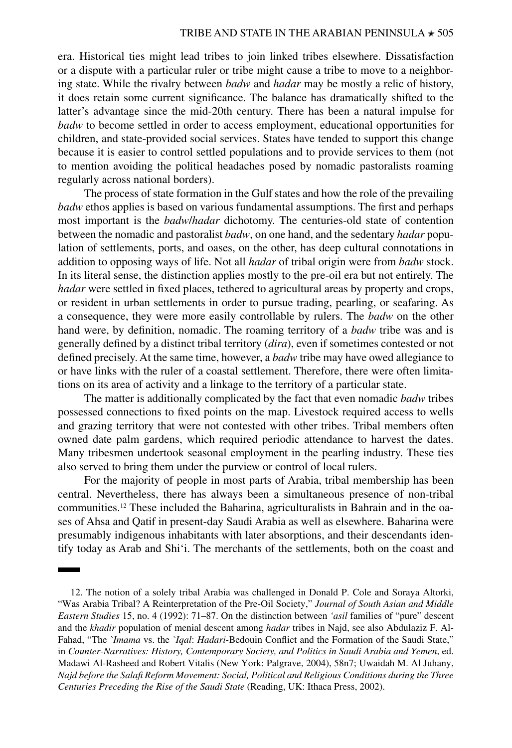era. Historical ties might lead tribes to join linked tribes elsewhere. Dissatisfaction or a dispute with a particular ruler or tribe might cause a tribe to move to a neighboring state. While the rivalry between *badw* and *hadar* may be mostly a relic of history, it does retain some current significance. The balance has dramatically shifted to the latter's advantage since the mid-20th century. There has been a natural impulse for *badw* to become settled in order to access employment, educational opportunities for children, and state-provided social services. States have tended to support this change because it is easier to control settled populations and to provide services to them (not to mention avoiding the political headaches posed by nomadic pastoralists roaming regularly across national borders).

The process of state formation in the Gulf states and how the role of the prevailing *badw* ethos applies is based on various fundamental assumptions. The first and perhaps most important is the *badw*/*hadar* dichotomy. The centuries-old state of contention between the nomadic and pastoralist *badw*, on one hand, and the sedentary *hadar* population of settlements, ports, and oases, on the other, has deep cultural connotations in addition to opposing ways of life. Not all *hadar* of tribal origin were from *badw* stock. In its literal sense, the distinction applies mostly to the pre-oil era but not entirely. The *hadar* were settled in fixed places, tethered to agricultural areas by property and crops, or resident in urban settlements in order to pursue trading, pearling, or seafaring. As a consequence, they were more easily controllable by rulers. The *badw* on the other hand were, by definition, nomadic. The roaming territory of a *badw* tribe was and is generally defined by a distinct tribal territory (*dira*), even if sometimes contested or not defined precisely. At the same time, however, a *badw* tribe may have owed allegiance to or have links with the ruler of a coastal settlement. Therefore, there were often limitations on its area of activity and a linkage to the territory of a particular state.

The matter is additionally complicated by the fact that even nomadic *badw* tribes possessed connections to fixed points on the map. Livestock required access to wells and grazing territory that were not contested with other tribes. Tribal members often owned date palm gardens, which required periodic attendance to harvest the dates. Many tribesmen undertook seasonal employment in the pearling industry. These ties also served to bring them under the purview or control of local rulers.

For the majority of people in most parts of Arabia, tribal membership has been central. Nevertheless, there has always been a simultaneous presence of non-tribal communities.[12] These included the Baharina, agriculturalists in Bahrain and in the oases of Ahsa and Qatif in present-day Saudi Arabia as well as elsewhere. Baharina were presumably indigenous inhabitants with later absorptions, and their descendants identify today as Arab and Shi'i. The merchants of the settlements, both on the coast and

---

12. The notion of a solely tribal Arabia was challenged in Donald P. Cole and Soraya Altorki, "Was Arabia Tribal? A Reinterpretation of the Pre-Oil Society," *Journal of South Asian and Middle Eastern Studies* 15, no. 4 (1992): 71–87. On the distinction between *'asil* families of "pure" descent and the *khadir* population of menial descent among *hadar* tribes in Najd, see also Abdulaziz F. Al-Fahad, "The *`Imama* vs. the *`Iqal*: *Hadari*-Bedouin Conflict and the Formation of the Saudi State," in *Counter-Narratives: History, Contemporary Society, and Politics in Saudi Arabia and Yemen*, ed. Madawi Al-Rasheed and Robert Vitalis (New York: Palgrave, 2004), 58n7; Uwaidah M. Al Juhany, *Najd before the Salafi Reform Movement: Social, Political and Religious Conditions during the Three Centuries Preceding the Rise of the Saudi State* (Reading, UK: Ithaca Press, 2002).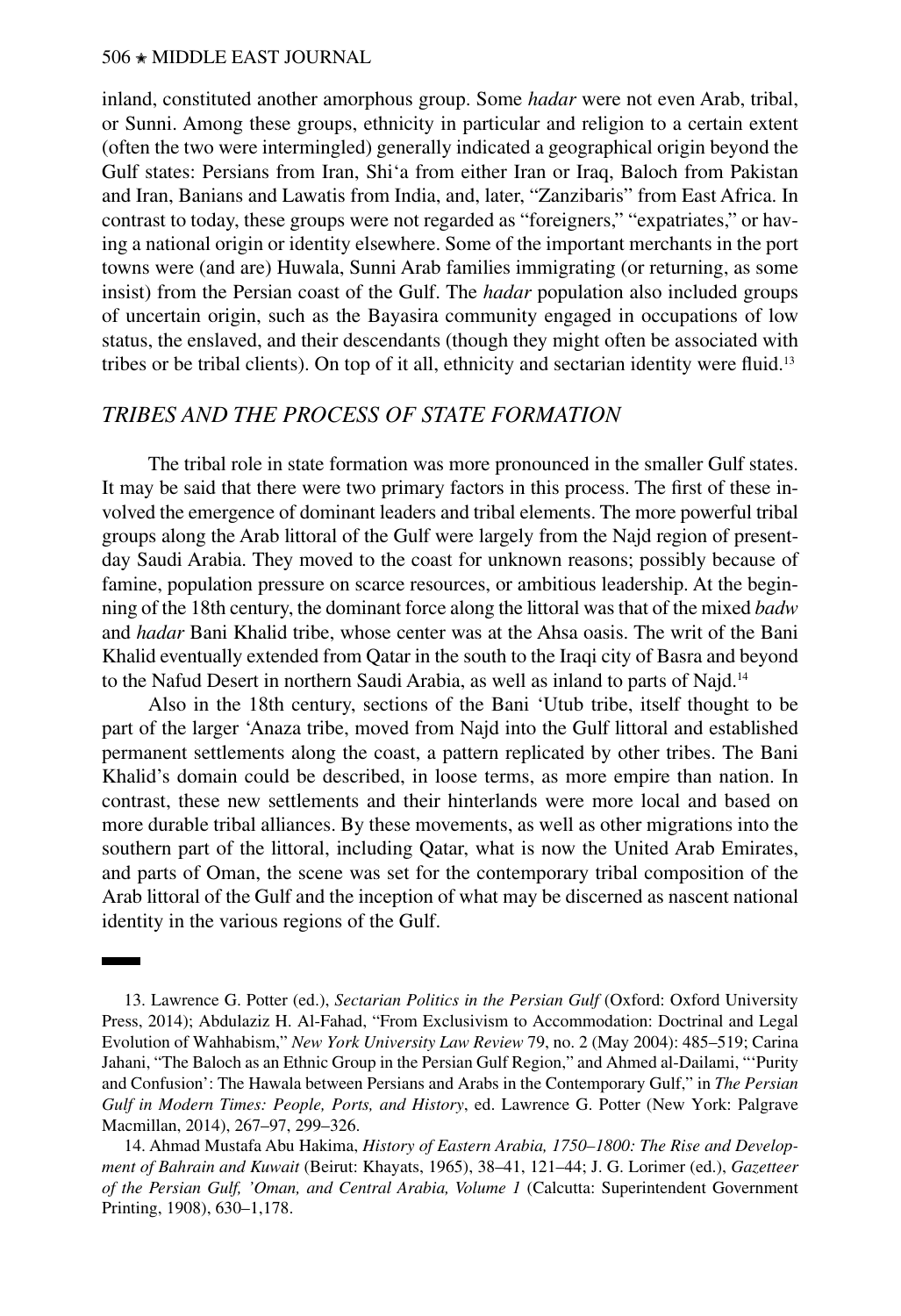inland, constituted another amorphous group. Some *hadar* were not even Arab, tribal, or Sunni. Among these groups, ethnicity in particular and religion to a certain extent (often the two were intermingled) generally indicated a geographical origin beyond the Gulf states: Persians from Iran, Shi'a from either Iran or Iraq, Baloch from Pakistan and Iran, Banians and Lawatis from India, and, later, "Zanzibaris" from East Africa. In contrast to today, these groups were not regarded as "foreigners," "expatriates," or having a national origin or identity elsewhere. Some of the important merchants in the port towns were (and are) Huwala, Sunni Arab families immigrating (or returning, as some insist) from the Persian coast of the Gulf. The *hadar* population also included groups of uncertain origin, such as the Bayasira community engaged in occupations of low status, the enslaved, and their descendants (though they might often be associated with tribes or be tribal clients). On top of it all, ethnicity and sectarian identity were fluid.[13]

## *TRIBES AND THE PROCESS OF STATE FORMATION*

The tribal role in state formation was more pronounced in the smaller Gulf states. It may be said that there were two primary factors in this process. The first of these involved the emergence of dominant leaders and tribal elements. The more powerful tribal groups along the Arab littoral of the Gulf were largely from the Najd region of present-day Saudi Arabia. They moved to the coast for unknown reasons; possibly because of famine, population pressure on scarce resources, or ambitious leadership. At the beginning of the 18th century, the dominant force along the littoral was that of the mixed *badw* and *hadar* Bani Khalid tribe, whose center was at the Ahsa oasis. The writ of the Bani Khalid eventually extended from Qatar in the south to the Iraqi city of Basra and beyond to the Nafud Desert in northern Saudi Arabia, as well as inland to parts of Najd.[14]

Also in the 18th century, sections of the Bani 'Utub tribe, itself thought to be part of the larger 'Anaza tribe, moved from Najd into the Gulf littoral and established permanent settlements along the coast, a pattern replicated by other tribes. The Bani Khalid's domain could be described, in loose terms, as more empire than nation. In contrast, these new settlements and their hinterlands were more local and based on more durable tribal alliances. By these movements, as well as other migrations into the southern part of the littoral, including Qatar, what is now the United Arab Emirates, and parts of Oman, the scene was set for the contemporary tribal composition of the Arab littoral of the Gulf and the inception of what may be discerned as nascent national identity in the various regions of the Gulf.

---

13. Lawrence G. Potter (ed.), *Sectarian Politics in the Persian Gulf* (Oxford: Oxford University Press, 2014); Abdulaziz H. Al-Fahad, "From Exclusivism to Accommodation: Doctrinal and Legal Evolution of Wahhabism," *New York University Law Review* 79, no. 2 (May 2004): 485–519; Carina Jahani, "The Baloch as an Ethnic Group in the Persian Gulf Region," and Ahmed al-Dailami, "'Purity and Confusion': The Hawala between Persians and Arabs in the Contemporary Gulf," in *The Persian Gulf in Modern Times: People, Ports, and History*, ed. Lawrence G. Potter (New York: Palgrave Macmillan, 2014), 267–97, 299–326.

14. Ahmad Mustafa Abu Hakima, *History of Eastern Arabia, 1750–1800: The Rise and Development of Bahrain and Kuwait* (Beirut: Khayats, 1965), 38–41, 121–44; J. G. Lorimer (ed.), *Gazetteer of the Persian Gulf, 'Oman, and Central Arabia, Volume 1* (Calcutta: Superintendent Government Printing, 1908), 630–1,178.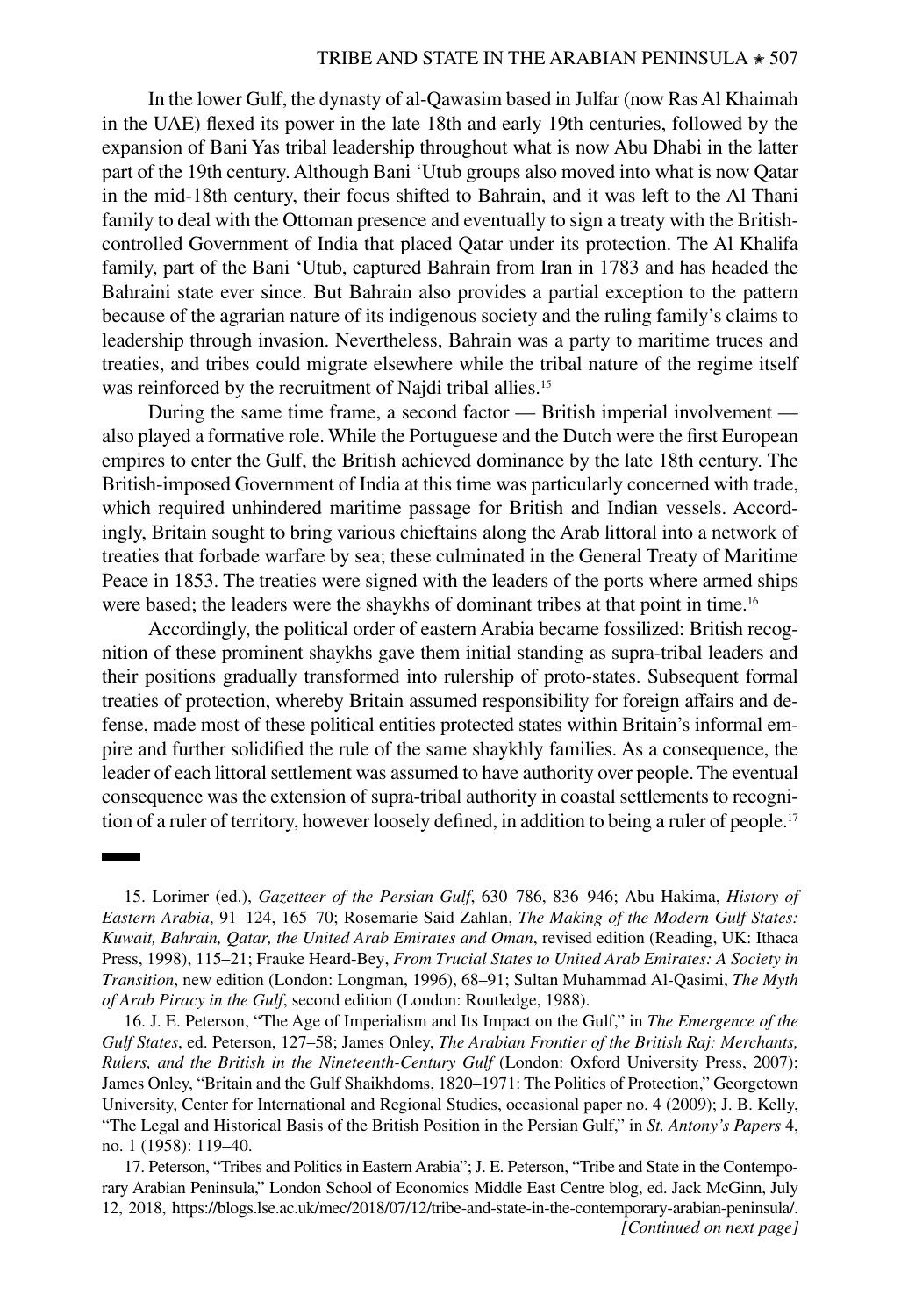In the lower Gulf, the dynasty of al-Qawasim based in Julfar (now Ras Al Khaimah in the UAE) flexed its power in the late 18th and early 19th centuries, followed by the expansion of Bani Yas tribal leadership throughout what is now Abu Dhabi in the latter part of the 19th century. Although Bani 'Utub groups also moved into what is now Qatar in the mid-18th century, their focus shifted to Bahrain, and it was left to the Al Thani family to deal with the Ottoman presence and eventually to sign a treaty with the British-controlled Government of India that placed Qatar under its protection. The Al Khalifa family, part of the Bani 'Utub, captured Bahrain from Iran in 1783 and has headed the Bahraini state ever since. But Bahrain also provides a partial exception to the pattern because of the agrarian nature of its indigenous society and the ruling family's claims to leadership through invasion. Nevertheless, Bahrain was a party to maritime truces and treaties, and tribes could migrate elsewhere while the tribal nature of the regime itself was reinforced by the recruitment of Najdi tribal allies.[15]

During the same time frame, a second factor — British imperial involvement — also played a formative role. While the Portuguese and the Dutch were the first European empires to enter the Gulf, the British achieved dominance by the late 18th century. The British-imposed Government of India at this time was particularly concerned with trade, which required unhindered maritime passage for British and Indian vessels. Accordingly, Britain sought to bring various chieftains along the Arab littoral into a network of treaties that forbade warfare by sea; these culminated in the General Treaty of Maritime Peace in 1853. The treaties were signed with the leaders of the ports where armed ships were based; the leaders were the shaykhs of dominant tribes at that point in time.[16]

Accordingly, the political order of eastern Arabia became fossilized: British recognition of these prominent shaykhs gave them initial standing as supra-tribal leaders and their positions gradually transformed into rulership of proto-states. Subsequent formal treaties of protection, whereby Britain assumed responsibility for foreign affairs and defense, made most of these political entities protected states within Britain's informal empire and further solidified the rule of the same shaykhly families. As a consequence, the leader of each littoral settlement was assumed to have authority over people. The eventual consequence was the extension of supra-tribal authority in coastal settlements to recognition of a ruler of territory, however loosely defined, in addition to being a ruler of people.[17]

---

15. Lorimer (ed.), *Gazetteer of the Persian Gulf*, 630–786, 836–946; Abu Hakima, *History of Eastern Arabia*, 91–124, 165–70; Rosemarie Said Zahlan, *The Making of the Modern Gulf States: Kuwait, Bahrain, Qatar, the United Arab Emirates and Oman*, revised edition (Reading, UK: Ithaca Press, 1998), 115–21; Frauke Heard-Bey, *From Trucial States to United Arab Emirates: A Society in Transition*, new edition (London: Longman, 1996), 68–91; Sultan Muhammad Al-Qasimi, *The Myth of Arab Piracy in the Gulf*, second edition (London: Routledge, 1988).

16. J. E. Peterson, "The Age of Imperialism and Its Impact on the Gulf," in *The Emergence of the Gulf States*, ed. Peterson, 127–58; James Onley, *The Arabian Frontier of the British Raj: Merchants, Rulers, and the British in the Nineteenth-Century Gulf* (London: Oxford University Press, 2007); James Onley, "Britain and the Gulf Shaikhdoms, 1820–1971: The Politics of Protection," Georgetown University, Center for International and Regional Studies, occasional paper no. 4 (2009); J. B. Kelly, "The Legal and Historical Basis of the British Position in the Persian Gulf," in *St. Antony's Papers* 4, no. 1 (1958): 119–40.

17. Peterson, "Tribes and Politics in Eastern Arabia"; J. E. Peterson, "Tribe and State in the Contemporary Arabian Peninsula," London School of Economics Middle East Centre blog, ed. Jack McGinn, July 12, 2018, https://blogs.lse.ac.uk/mec/2018/07/12/tribe-and-state-in-the-contemporary-arabian-peninsula/. *[Continued on next page]*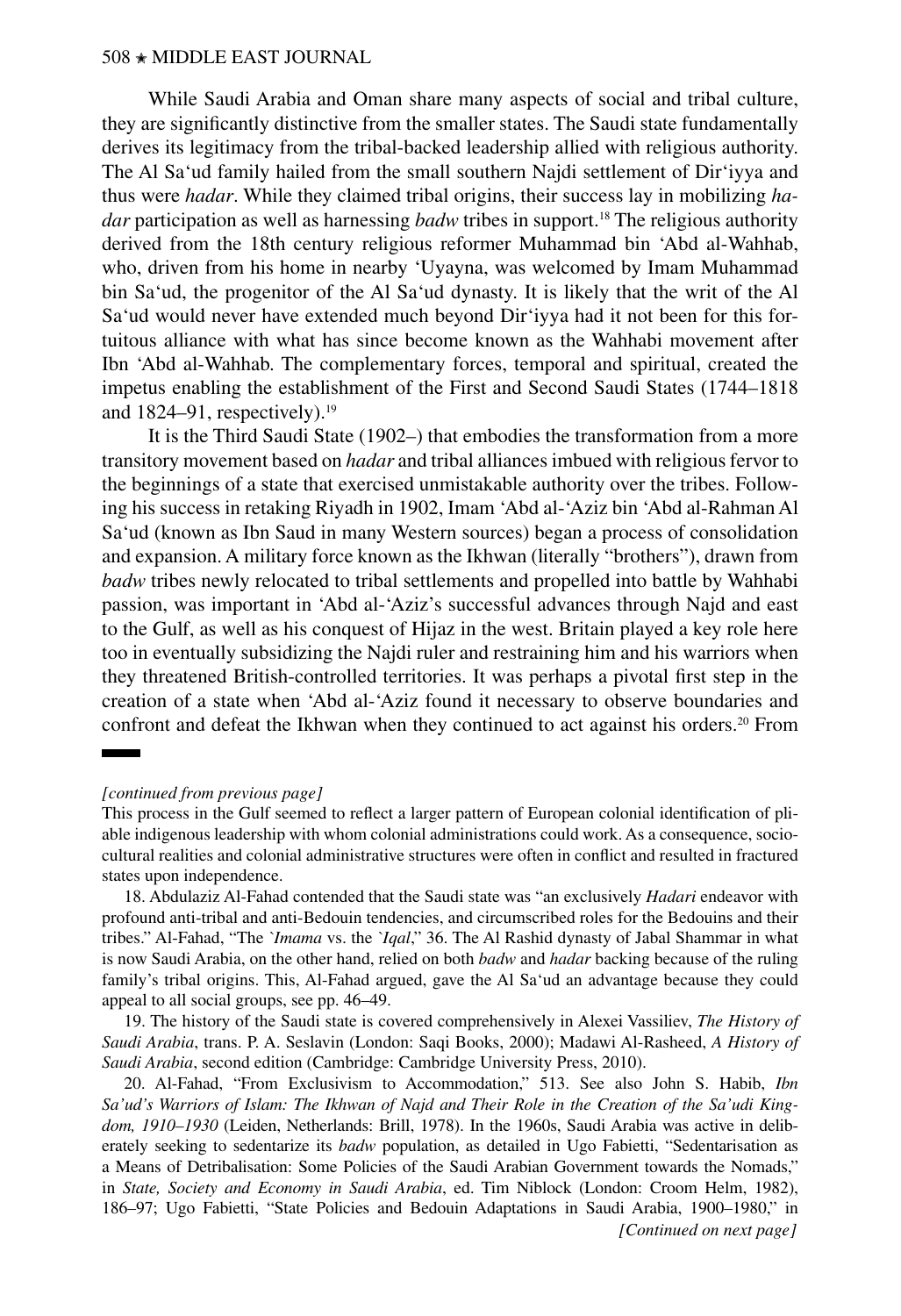While Saudi Arabia and Oman share many aspects of social and tribal culture, they are significantly distinctive from the smaller states. The Saudi state fundamentally derives its legitimacy from the tribal-backed leadership allied with religious authority. The Al Sa'ud family hailed from the small southern Najdi settlement of Dir'iyya and thus were *hadar*. While they claimed tribal origins, their success lay in mobilizing *hadar* participation as well as harnessing *badw* tribes in support.[18] The religious authority derived from the 18th century religious reformer Muhammad bin 'Abd al-Wahhab, who, driven from his home in nearby 'Uyayna, was welcomed by Imam Muhammad bin Sa'ud, the progenitor of the Al Sa'ud dynasty. It is likely that the writ of the Al Sa'ud would never have extended much beyond Dir'iyya had it not been for this fortuitous alliance with what has since become known as the Wahhabi movement after Ibn 'Abd al-Wahhab. The complementary forces, temporal and spiritual, created the impetus enabling the establishment of the First and Second Saudi States (1744–1818 and 1824–91, respectively).[19]

It is the Third Saudi State (1902–) that embodies the transformation from a more transitory movement based on *hadar* and tribal alliances imbued with religious fervor to the beginnings of a state that exercised unmistakable authority over the tribes. Following his success in retaking Riyadh in 1902, Imam 'Abd al-'Aziz bin 'Abd al-Rahman Al Sa'ud (known as Ibn Saud in many Western sources) began a process of consolidation and expansion. A military force known as the Ikhwan (literally "brothers"), drawn from *badw* tribes newly relocated to tribal settlements and propelled into battle by Wahhabi passion, was important in 'Abd al-'Aziz's successful advances through Najd and east to the Gulf, as well as his conquest of Hijaz in the west. Britain played a key role here too in eventually subsidizing the Najdi ruler and restraining him and his warriors when they threatened British-controlled territories. It was perhaps a pivotal first step in the creation of a state when 'Abd al-'Aziz found it necessary to observe boundaries and confront and defeat the Ikhwan when they continued to act against his orders.[20] From

---

*[continued from previous page]*

This process in the Gulf seemed to reflect a larger pattern of European colonial identification of pliable indigenous leadership with whom colonial administrations could work. As a consequence, socio-cultural realities and colonial administrative structures were often in conflict and resulted in fractured states upon independence.

18. Abdulaziz Al-Fahad contended that the Saudi state was "an exclusively *Hadari* endeavor with profound anti-tribal and anti-Bedouin tendencies, and circumscribed roles for the Bedouins and their tribes." Al-Fahad, "The `*Imama* vs. the `*Iqal*," 36. The Al Rashid dynasty of Jabal Shammar in what is now Saudi Arabia, on the other hand, relied on both *badw* and *hadar* backing because of the ruling family's tribal origins. This, Al-Fahad argued, gave the Al Sa'ud an advantage because they could appeal to all social groups, see pp. 46–49.

19. The history of the Saudi state is covered comprehensively in Alexei Vassiliev, *The History of Saudi Arabia*, trans. P. A. Seslavin (London: Saqi Books, 2000); Madawi Al-Rasheed, *A History of Saudi Arabia*, second edition (Cambridge: Cambridge University Press, 2010).

20. Al-Fahad, "From Exclusivism to Accommodation," 513. See also John S. Habib, *Ibn Sa'ud's Warriors of Islam: The Ikhwan of Najd and Their Role in the Creation of the Sa'udi Kingdom, 1910–1930* (Leiden, Netherlands: Brill, 1978). In the 1960s, Saudi Arabia was active in deliberately seeking to sedentarize its *badw* population, as detailed in Ugo Fabietti, "Sedentarisation as a Means of Detribalisation: Some Policies of the Saudi Arabian Government towards the Nomads," in *State, Society and Economy in Saudi Arabia*, ed. Tim Niblock (London: Croom Helm, 1982), 186–97; Ugo Fabietti, "State Policies and Bedouin Adaptations in Saudi Arabia, 1900–1980," in *[Continued on next page]*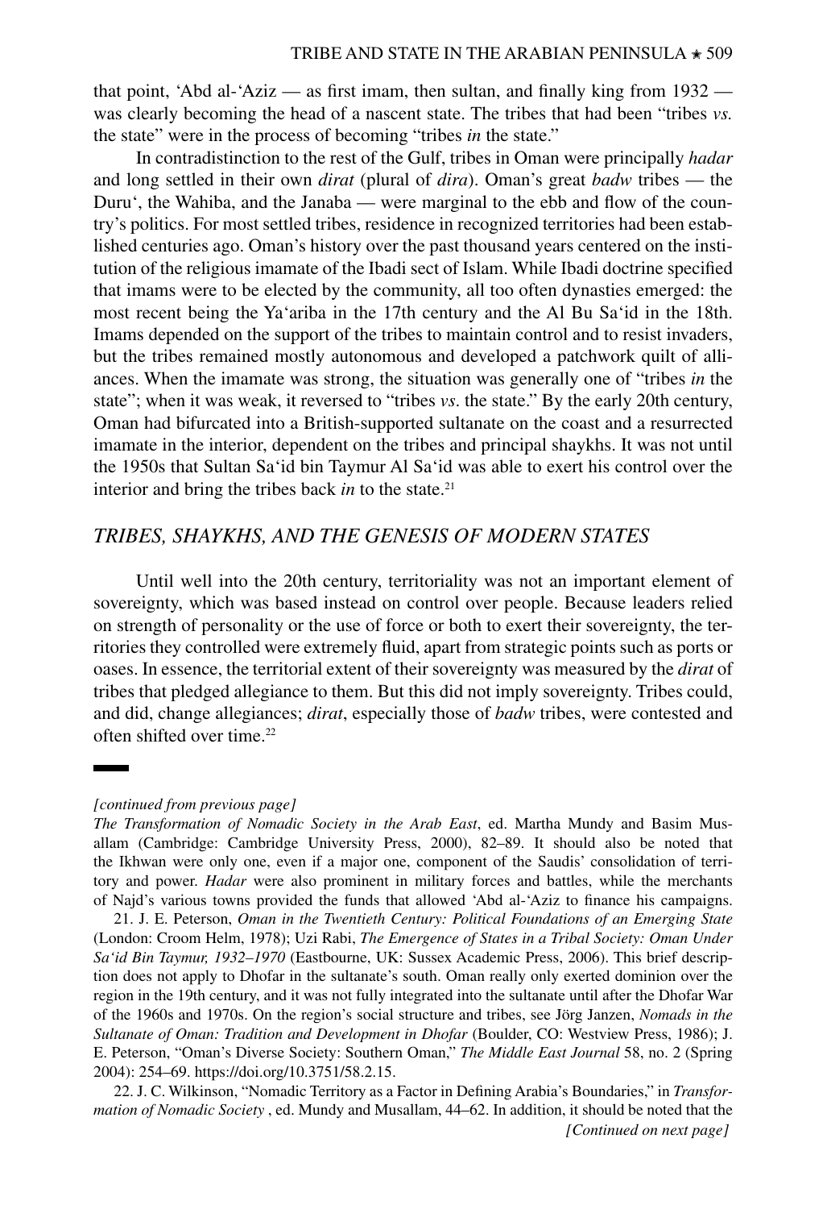that point, 'Abd al-'Aziz — as first imam, then sultan, and finally king from 1932 — was clearly becoming the head of a nascent state. The tribes that had been "tribes *vs.* the state" were in the process of becoming "tribes *in* the state."

In contradistinction to the rest of the Gulf, tribes in Oman were principally *hadar* and long settled in their own *dirat* (plural of *dira*). Oman's great *badw* tribes — the Duru', the Wahiba, and the Janaba — were marginal to the ebb and flow of the country's politics. For most settled tribes, residence in recognized territories had been established centuries ago. Oman's history over the past thousand years centered on the institution of the religious imamate of the Ibadi sect of Islam. While Ibadi doctrine specified that imams were to be elected by the community, all too often dynasties emerged: the most recent being the Ya'ariba in the 17th century and the Al Bu Sa'id in the 18th. Imams depended on the support of the tribes to maintain control and to resist invaders, but the tribes remained mostly autonomous and developed a patchwork quilt of alliances. When the imamate was strong, the situation was generally one of "tribes *in* the state"; when it was weak, it reversed to "tribes *vs*. the state." By the early 20th century, Oman had bifurcated into a British-supported sultanate on the coast and a resurrected imamate in the interior, dependent on the tribes and principal shaykhs. It was not until the 1950s that Sultan Sa'id bin Taymur Al Sa'id was able to exert his control over the interior and bring the tribes back *in* to the state.[21]

## *TRIBES, SHAYKHS, AND THE GENESIS OF MODERN STATES*

Until well into the 20th century, territoriality was not an important element of sovereignty, which was based instead on control over people. Because leaders relied on strength of personality or the use of force or both to exert their sovereignty, the territories they controlled were extremely fluid, apart from strategic points such as ports or oases. In essence, the territorial extent of their sovereignty was measured by the *dirat* of tribes that pledged allegiance to them. But this did not imply sovereignty. Tribes could, and did, change allegiances; *dirat*, especially those of *badw* tribes, were contested and often shifted over time.[22]

---

*[continued from previous page]*

*The Transformation of Nomadic Society in the Arab East*, ed. Martha Mundy and Basim Musallam (Cambridge: Cambridge University Press, 2000), 82–89. It should also be noted that the Ikhwan were only one, even if a major one, component of the Saudis' consolidation of territory and power. *Hadar* were also prominent in military forces and battles, while the merchants of Najd's various towns provided the funds that allowed 'Abd al-'Aziz to finance his campaigns.

21. J. E. Peterson, *Oman in the Twentieth Century: Political Foundations of an Emerging State* (London: Croom Helm, 1978); Uzi Rabi, *The Emergence of States in a Tribal Society: Oman Under Sa'id Bin Taymur, 1932–1970* (Eastbourne, UK: Sussex Academic Press, 2006). This brief description does not apply to Dhofar in the sultanate's south. Oman really only exerted dominion over the region in the 19th century, and it was not fully integrated into the sultanate until after the Dhofar War of the 1960s and 1970s. On the region's social structure and tribes, see Jörg Janzen, *Nomads in the Sultanate of Oman: Tradition and Development in Dhofar* (Boulder, CO: Westview Press, 1986); J. E. Peterson, "Oman's Diverse Society: Southern Oman," *The Middle East Journal* 58, no. 2 (Spring 2004): 254–69. https://doi.org/10.3751/58.2.15.

22. J. C. Wilkinson, "Nomadic Territory as a Factor in Defining Arabia's Boundaries," in *Transformation of Nomadic Society* , ed. Mundy and Musallam, 44–62. In addition, it should be noted that the *[Continued on next page]*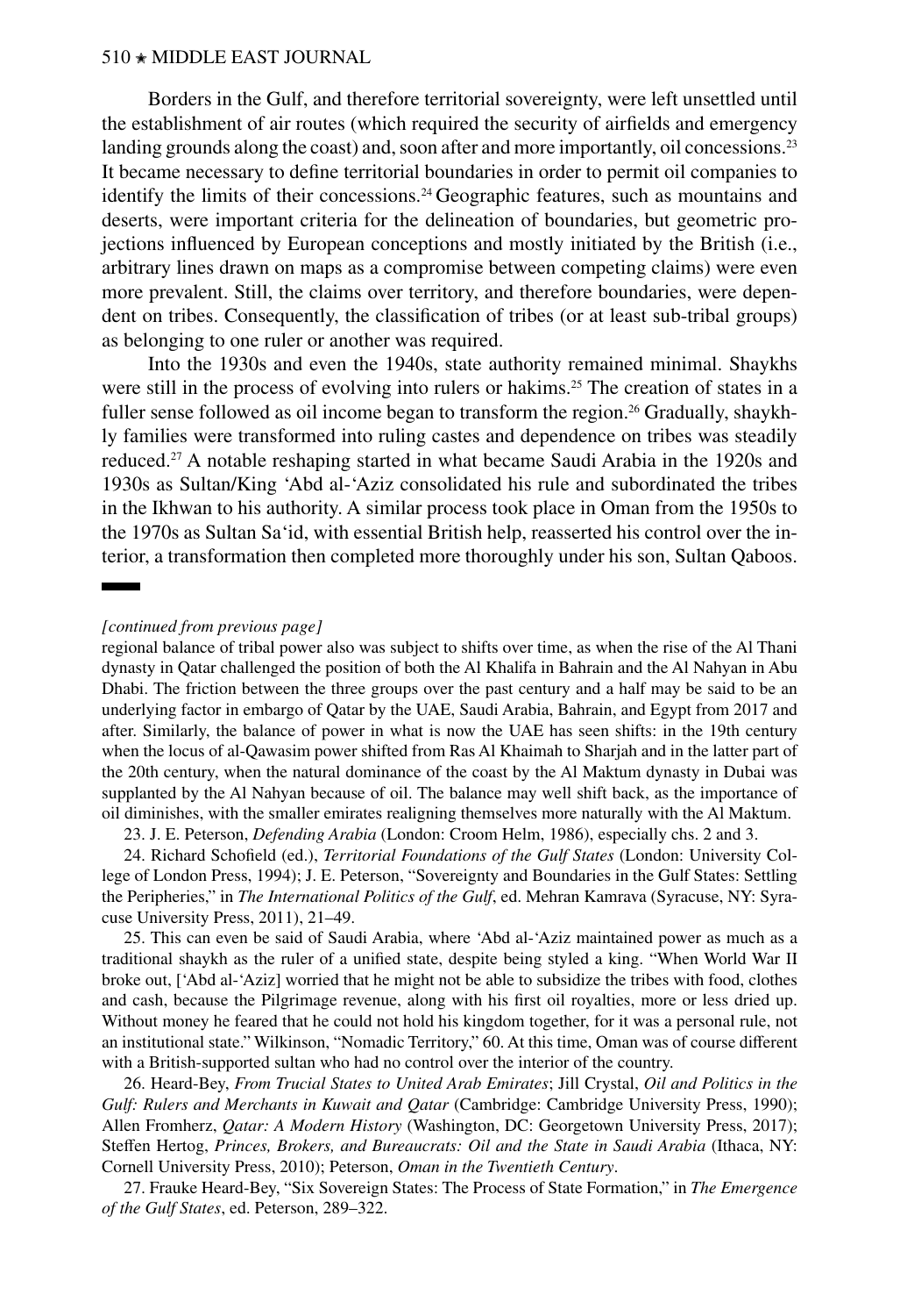Borders in the Gulf, and therefore territorial sovereignty, were left unsettled until the establishment of air routes (which required the security of airfields and emergency landing grounds along the coast) and, soon after and more importantly, oil concessions.[23] It became necessary to define territorial boundaries in order to permit oil companies to identify the limits of their concessions.[24] Geographic features, such as mountains and deserts, were important criteria for the delineation of boundaries, but geometric projections influenced by European conceptions and mostly initiated by the British (i.e., arbitrary lines drawn on maps as a compromise between competing claims) were even more prevalent. Still, the claims over territory, and therefore boundaries, were dependent on tribes. Consequently, the classification of tribes (or at least sub-tribal groups) as belonging to one ruler or another was required.

Into the 1930s and even the 1940s, state authority remained minimal. Shaykhs were still in the process of evolving into rulers or hakims.[25] The creation of states in a fuller sense followed as oil income began to transform the region.[26] Gradually, shaykhly families were transformed into ruling castes and dependence on tribes was steadily reduced.[27] A notable reshaping started in what became Saudi Arabia in the 1920s and 1930s as Sultan/King ʻAbd al-ʻAziz consolidated his rule and subordinated the tribes in the Ikhwan to his authority. A similar process took place in Oman from the 1950s to the 1970s as Sultan Saʻid, with essential British help, reasserted his control over the interior, a transformation then completed more thoroughly under his son, Sultan Qaboos.

---

*[continued from previous page]*

regional balance of tribal power also was subject to shifts over time, as when the rise of the Al Thani dynasty in Qatar challenged the position of both the Al Khalifa in Bahrain and the Al Nahyan in Abu Dhabi. The friction between the three groups over the past century and a half may be said to be an underlying factor in embargo of Qatar by the UAE, Saudi Arabia, Bahrain, and Egypt from 2017 and after. Similarly, the balance of power in what is now the UAE has seen shifts: in the 19th century when the locus of al-Qawasim power shifted from Ras Al Khaimah to Sharjah and in the latter part of the 20th century, when the natural dominance of the coast by the Al Maktum dynasty in Dubai was supplanted by the Al Nahyan because of oil. The balance may well shift back, as the importance of oil diminishes, with the smaller emirates realigning themselves more naturally with the Al Maktum.

23. J. E. Peterson, *Defending Arabia* (London: Croom Helm, 1986), especially chs. 2 and 3.

24. Richard Schofield (ed.), *Territorial Foundations of the Gulf States* (London: University College of London Press, 1994); J. E. Peterson, "Sovereignty and Boundaries in the Gulf States: Settling the Peripheries," in *The International Politics of the Gulf*, ed. Mehran Kamrava (Syracuse, NY: Syracuse University Press, 2011), 21–49.

25. This can even be said of Saudi Arabia, where ʻAbd al-ʻAziz maintained power as much as a traditional shaykh as the ruler of a unified state, despite being styled a king. "When World War II broke out, [ʻAbd al-ʻAziz] worried that he might not be able to subsidize the tribes with food, clothes and cash, because the Pilgrimage revenue, along with his first oil royalties, more or less dried up. Without money he feared that he could not hold his kingdom together, for it was a personal rule, not an institutional state." Wilkinson, "Nomadic Territory," 60. At this time, Oman was of course different with a British-supported sultan who had no control over the interior of the country.

26. Heard-Bey, *From Trucial States to United Arab Emirates*; Jill Crystal, *Oil and Politics in the Gulf: Rulers and Merchants in Kuwait and Qatar* (Cambridge: Cambridge University Press, 1990); Allen Fromherz, *Qatar: A Modern History* (Washington, DC: Georgetown University Press, 2017); Steffen Hertog, *Princes, Brokers, and Bureaucrats: Oil and the State in Saudi Arabia* (Ithaca, NY: Cornell University Press, 2010); Peterson, *Oman in the Twentieth Century*.

27. Frauke Heard-Bey, "Six Sovereign States: The Process of State Formation," in *The Emergence of the Gulf States*, ed. Peterson, 289–322.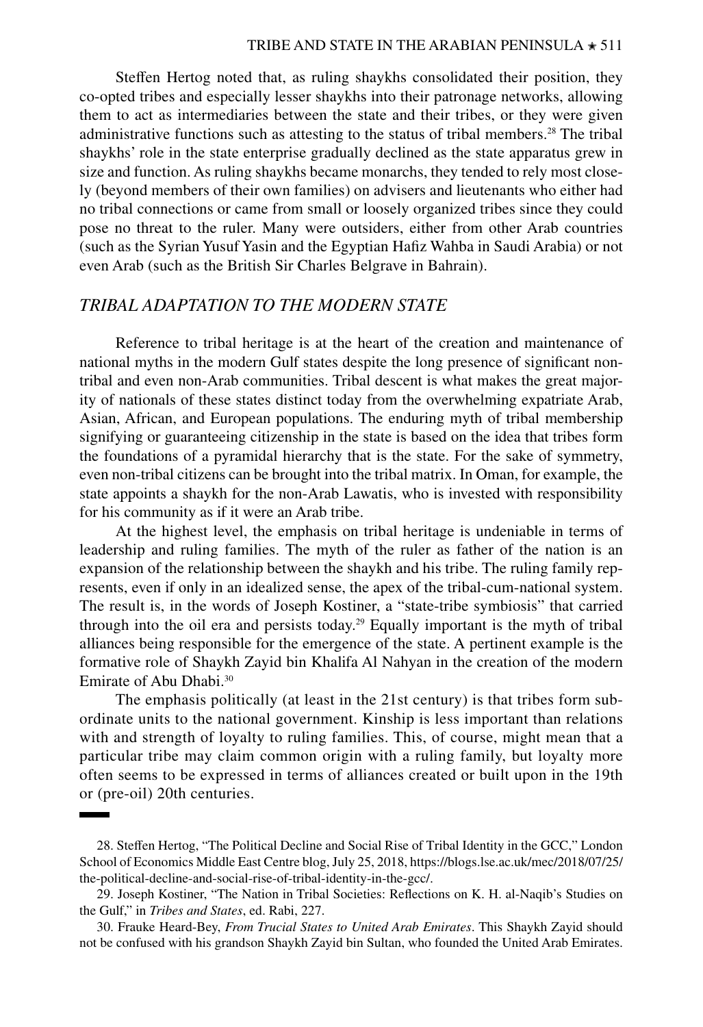Steffen Hertog noted that, as ruling shaykhs consolidated their position, they co-opted tribes and especially lesser shaykhs into their patronage networks, allowing them to act as intermediaries between the state and their tribes, or they were given administrative functions such as attesting to the status of tribal members.[28] The tribal shaykhs' role in the state enterprise gradually declined as the state apparatus grew in size and function. As ruling shaykhs became monarchs, they tended to rely most closely (beyond members of their own families) on advisers and lieutenants who either had no tribal connections or came from small or loosely organized tribes since they could pose no threat to the ruler. Many were outsiders, either from other Arab countries (such as the Syrian Yusuf Yasin and the Egyptian Hafiz Wahba in Saudi Arabia) or not even Arab (such as the British Sir Charles Belgrave in Bahrain).

## *TRIBAL ADAPTATION TO THE MODERN STATE*

Reference to tribal heritage is at the heart of the creation and maintenance of national myths in the modern Gulf states despite the long presence of significant non-tribal and even non-Arab communities. Tribal descent is what makes the great majority of nationals of these states distinct today from the overwhelming expatriate Arab, Asian, African, and European populations. The enduring myth of tribal membership signifying or guaranteeing citizenship in the state is based on the idea that tribes form the foundations of a pyramidal hierarchy that is the state. For the sake of symmetry, even non-tribal citizens can be brought into the tribal matrix. In Oman, for example, the state appoints a shaykh for the non-Arab Lawatis, who is invested with responsibility for his community as if it were an Arab tribe.

At the highest level, the emphasis on tribal heritage is undeniable in terms of leadership and ruling families. The myth of the ruler as father of the nation is an expansion of the relationship between the shaykh and his tribe. The ruling family represents, even if only in an idealized sense, the apex of the tribal-cum-national system. The result is, in the words of Joseph Kostiner, a "state-tribe symbiosis" that carried through into the oil era and persists today.[29] Equally important is the myth of tribal alliances being responsible for the emergence of the state. A pertinent example is the formative role of Shaykh Zayid bin Khalifa Al Nahyan in the creation of the modern Emirate of Abu Dhabi.[30]

The emphasis politically (at least in the 21st century) is that tribes form subordinate units to the national government. Kinship is less important than relations with and strength of loyalty to ruling families. This, of course, might mean that a particular tribe may claim common origin with a ruling family, but loyalty more often seems to be expressed in terms of alliances created or built upon in the 19th or (pre-oil) 20th centuries.

---

28. Steffen Hertog, "The Political Decline and Social Rise of Tribal Identity in the GCC," London School of Economics Middle East Centre blog, July 25, 2018, https://blogs.lse.ac.uk/mec/2018/07/25/the-political-decline-and-social-rise-of-tribal-identity-in-the-gcc/.

29. Joseph Kostiner, "The Nation in Tribal Societies: Reflections on K. H. al-Naqib's Studies on the Gulf," in *Tribes and States*, ed. Rabi, 227.

30. Frauke Heard-Bey, *From Trucial States to United Arab Emirates*. This Shaykh Zayid should not be confused with his grandson Shaykh Zayid bin Sultan, who founded the United Arab Emirates.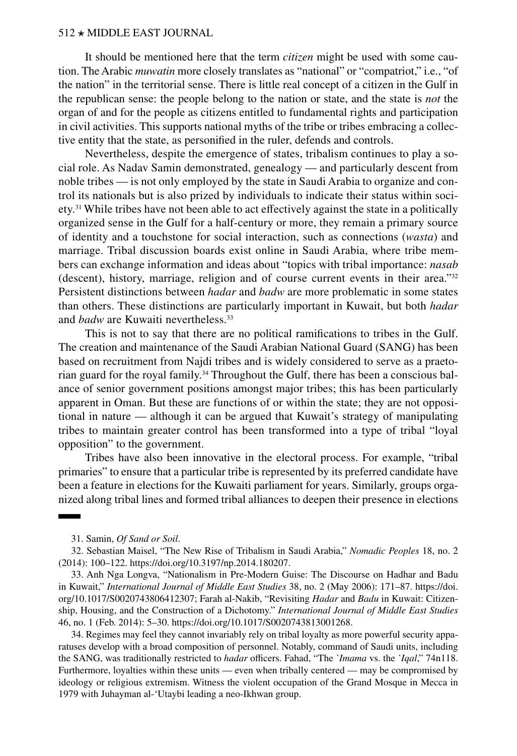It should be mentioned here that the term *citizen* might be used with some caution. The Arabic *muwatin* more closely translates as "national" or "compatriot," i.e., "of the nation" in the territorial sense. There is little real concept of a citizen in the Gulf in the republican sense: the people belong to the nation or state, and the state is *not* the organ of and for the people as citizens entitled to fundamental rights and participation in civil activities. This supports national myths of the tribe or tribes embracing a collective entity that the state, as personified in the ruler, defends and controls.

Nevertheless, despite the emergence of states, tribalism continues to play a social role. As Nadav Samin demonstrated, genealogy — and particularly descent from noble tribes — is not only employed by the state in Saudi Arabia to organize and control its nationals but is also prized by individuals to indicate their status within society.[31] While tribes have not been able to act effectively against the state in a politically organized sense in the Gulf for a half-century or more, they remain a primary source of identity and a touchstone for social interaction, such as connections (*wasta*) and marriage. Tribal discussion boards exist online in Saudi Arabia, where tribe members can exchange information and ideas about "topics with tribal importance: *nasab* (descent), history, marriage, religion and of course current events in their area."[32] Persistent distinctions between *hadar* and *badw* are more problematic in some states than others. These distinctions are particularly important in Kuwait, but both *hadar* and *badw* are Kuwaiti nevertheless.[33]

This is not to say that there are no political ramifications to tribes in the Gulf. The creation and maintenance of the Saudi Arabian National Guard (SANG) has been based on recruitment from Najdi tribes and is widely considered to serve as a praetorian guard for the royal family.[34] Throughout the Gulf, there has been a conscious balance of senior government positions amongst major tribes; this has been particularly apparent in Oman. But these are functions of or within the state; they are not oppositional in nature — although it can be argued that Kuwait's strategy of manipulating tribes to maintain greater control has been transformed into a type of tribal "loyal opposition" to the government.

Tribes have also been innovative in the electoral process. For example, "tribal primaries" to ensure that a particular tribe is represented by its preferred candidate have been a feature in elections for the Kuwaiti parliament for years. Similarly, groups organized along tribal lines and formed tribal alliances to deepen their presence in elections

---

31. Samin, *Of Sand or Soil*.

32. Sebastian Maisel, "The New Rise of Tribalism in Saudi Arabia," *Nomadic Peoples* 18, no. 2 (2014): 100–122. https://doi.org/10.3197/np.2014.180207.

33. Anh Nga Longva, "Nationalism in Pre-Modern Guise: The Discourse on Hadhar and Badu in Kuwait," *International Journal of Middle East Studies* 38, no. 2 (May 2006): 171–87. https://doi.org/10.1017/S0020743806412307; Farah al-Nakib, "Revisiting *Hadar* and *Badu* in Kuwait: Citizenship, Housing, and the Construction of a Dichotomy." *International Journal of Middle East Studies* 46, no. 1 (Feb. 2014): 5–30. https://doi.org/10.1017/S0020743813001268.

34. Regimes may feel they cannot invariably rely on tribal loyalty as more powerful security apparatuses develop with a broad composition of personnel. Notably, command of Saudi units, including the SANG, was traditionally restricted to *hadar* officers. Fahad, "The *`Imama* vs. the *`Iqal*," 74n118. Furthermore, loyalties within these units — even when tribally centered — may be compromised by ideology or religious extremism. Witness the violent occupation of the Grand Mosque in Mecca in 1979 with Juhayman al-'Utaybi leading a neo-Ikhwan group.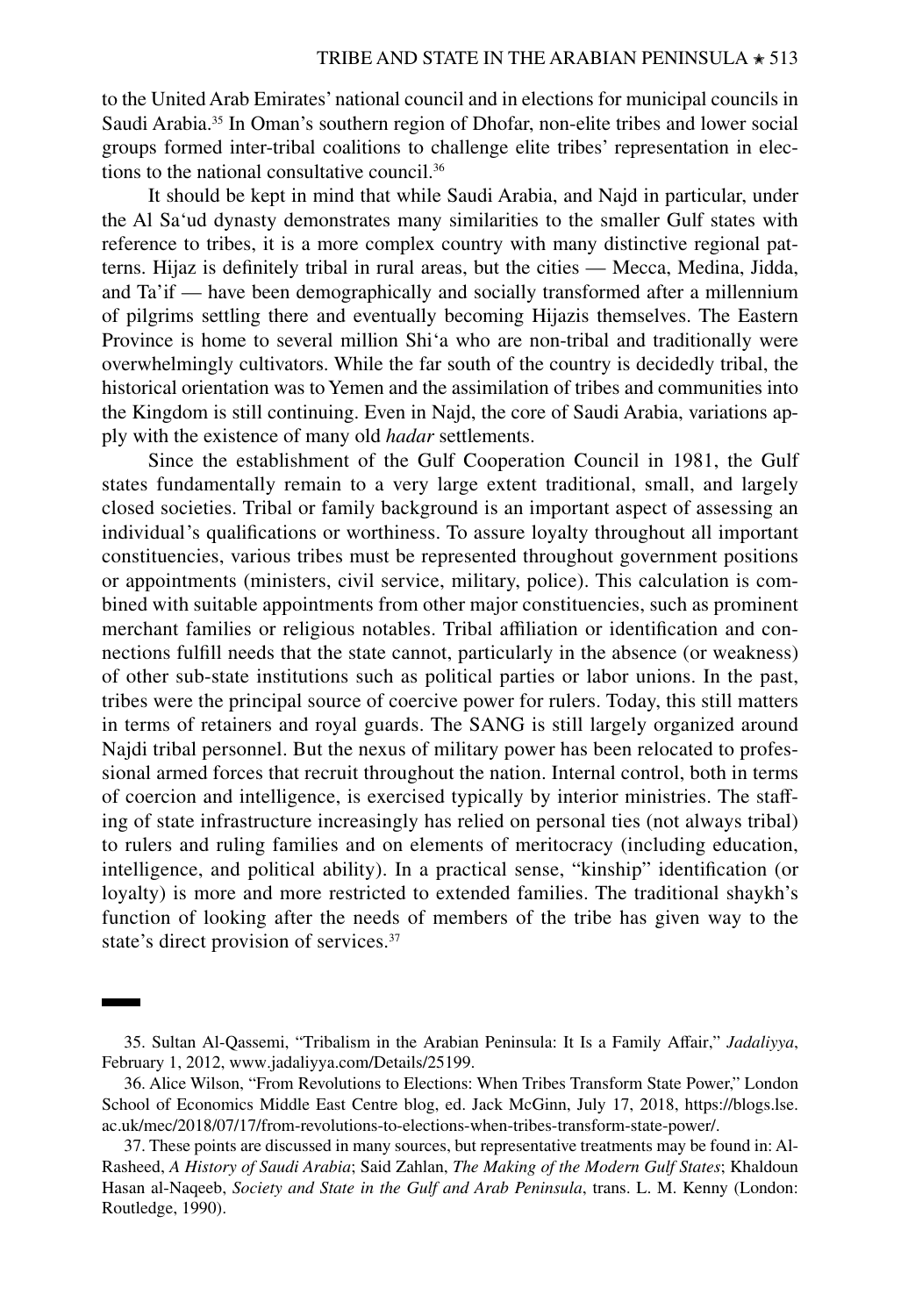to the United Arab Emirates' national council and in elections for municipal councils in Saudi Arabia.[35] In Oman's southern region of Dhofar, non-elite tribes and lower social groups formed inter-tribal coalitions to challenge elite tribes' representation in elections to the national consultative council.[36]

It should be kept in mind that while Saudi Arabia, and Najd in particular, under the Al Sa'ud dynasty demonstrates many similarities to the smaller Gulf states with reference to tribes, it is a more complex country with many distinctive regional patterns. Hijaz is definitely tribal in rural areas, but the cities — Mecca, Medina, Jidda, and Ta'if — have been demographically and socially transformed after a millennium of pilgrims settling there and eventually becoming Hijazis themselves. The Eastern Province is home to several million Shi'a who are non-tribal and traditionally were overwhelmingly cultivators. While the far south of the country is decidedly tribal, the historical orientation was to Yemen and the assimilation of tribes and communities into the Kingdom is still continuing. Even in Najd, the core of Saudi Arabia, variations apply with the existence of many old *hadar* settlements.

Since the establishment of the Gulf Cooperation Council in 1981, the Gulf states fundamentally remain to a very large extent traditional, small, and largely closed societies. Tribal or family background is an important aspect of assessing an individual's qualifications or worthiness. To assure loyalty throughout all important constituencies, various tribes must be represented throughout government positions or appointments (ministers, civil service, military, police). This calculation is combined with suitable appointments from other major constituencies, such as prominent merchant families or religious notables. Tribal affiliation or identification and connections fulfill needs that the state cannot, particularly in the absence (or weakness) of other sub-state institutions such as political parties or labor unions. In the past, tribes were the principal source of coercive power for rulers. Today, this still matters in terms of retainers and royal guards. The SANG is still largely organized around Najdi tribal personnel. But the nexus of military power has been relocated to professional armed forces that recruit throughout the nation. Internal control, both in terms of coercion and intelligence, is exercised typically by interior ministries. The staffing of state infrastructure increasingly has relied on personal ties (not always tribal) to rulers and ruling families and on elements of meritocracy (including education, intelligence, and political ability). In a practical sense, "kinship" identification (or loyalty) is more and more restricted to extended families. The traditional shaykh's function of looking after the needs of members of the tribe has given way to the state's direct provision of services.[37]

---

35. Sultan Al-Qassemi, "Tribalism in the Arabian Peninsula: It Is a Family Affair," *Jadaliyya*, February 1, 2012, www.jadaliyya.com/Details/25199.

36. Alice Wilson, "From Revolutions to Elections: When Tribes Transform State Power," London School of Economics Middle East Centre blog, ed. Jack McGinn, July 17, 2018, https://blogs.lse.ac.uk/mec/2018/07/17/from-revolutions-to-elections-when-tribes-transform-state-power/.

37. These points are discussed in many sources, but representative treatments may be found in: Al-Rasheed, *A History of Saudi Arabia*; Said Zahlan, *The Making of the Modern Gulf States*; Khaldoun Hasan al-Naqeeb, *Society and State in the Gulf and Arab Peninsula*, trans. L. M. Kenny (London: Routledge, 1990).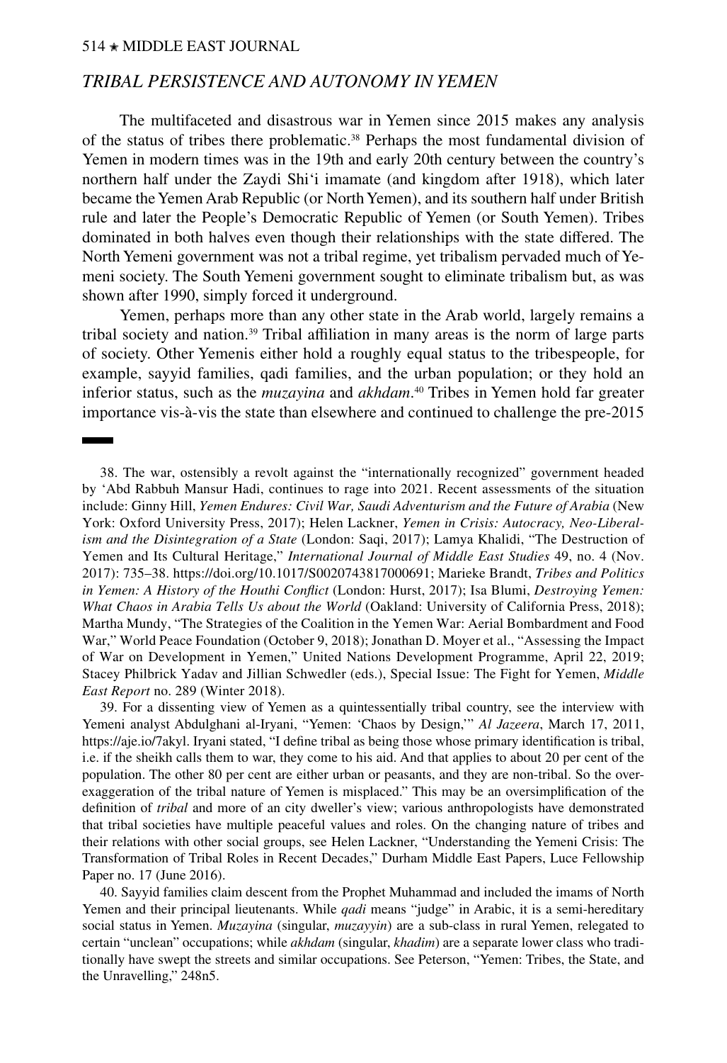## *TRIBAL PERSISTENCE AND AUTONOMY IN YEMEN*

The multifaceted and disastrous war in Yemen since 2015 makes any analysis of the status of tribes there problematic.[38] Perhaps the most fundamental division of Yemen in modern times was in the 19th and early 20th century between the country's northern half under the Zaydi Shi'i imamate (and kingdom after 1918), which later became the Yemen Arab Republic (or North Yemen), and its southern half under British rule and later the People's Democratic Republic of Yemen (or South Yemen). Tribes dominated in both halves even though their relationships with the state differed. The North Yemeni government was not a tribal regime, yet tribalism pervaded much of Yemeni society. The South Yemeni government sought to eliminate tribalism but, as was shown after 1990, simply forced it underground.

Yemen, perhaps more than any other state in the Arab world, largely remains a tribal society and nation.[39] Tribal affiliation in many areas is the norm of large parts of society. Other Yemenis either hold a roughly equal status to the tribespeople, for example, sayyid families, qadi families, and the urban population; or they hold an inferior status, such as the *muzayina* and *akhdam*.[40] Tribes in Yemen hold far greater importance vis-à-vis the state than elsewhere and continued to challenge the pre-2015

---

38. The war, ostensibly a revolt against the "internationally recognized" government headed by 'Abd Rabbuh Mansur Hadi, continues to rage into 2021. Recent assessments of the situation include: Ginny Hill, *Yemen Endures: Civil War, Saudi Adventurism and the Future of Arabia* (New York: Oxford University Press, 2017); Helen Lackner, *Yemen in Crisis: Autocracy, Neo-Liberalism and the Disintegration of a State* (London: Saqi, 2017); Lamya Khalidi, "The Destruction of Yemen and Its Cultural Heritage," *International Journal of Middle East Studies* 49, no. 4 (Nov. 2017): 735–38. https://doi.org/10.1017/S0020743817000691; Marieke Brandt, *Tribes and Politics in Yemen: A History of the Houthi Conflict* (London: Hurst, 2017); Isa Blumi, *Destroying Yemen: What Chaos in Arabia Tells Us about the World* (Oakland: University of California Press, 2018); Martha Mundy, "The Strategies of the Coalition in the Yemen War: Aerial Bombardment and Food War," World Peace Foundation (October 9, 2018); Jonathan D. Moyer et al., "Assessing the Impact of War on Development in Yemen," United Nations Development Programme, April 22, 2019; Stacey Philbrick Yadav and Jillian Schwedler (eds.), Special Issue: The Fight for Yemen, *Middle East Report* no. 289 (Winter 2018).

39. For a dissenting view of Yemen as a quintessentially tribal country, see the interview with Yemeni analyst Abdulghani al-Iryani, "Yemen: 'Chaos by Design,'" *Al Jazeera*, March 17, 2011, https://aje.io/7akyl. Iryani stated, "I define tribal as being those whose primary identification is tribal, i.e. if the sheikh calls them to war, they come to his aid. And that applies to about 20 per cent of the population. The other 80 per cent are either urban or peasants, and they are non-tribal. So the over-exaggeration of the tribal nature of Yemen is misplaced." This may be an oversimplification of the definition of *tribal* and more of an city dweller's view; various anthropologists have demonstrated that tribal societies have multiple peaceful values and roles. On the changing nature of tribes and their relations with other social groups, see Helen Lackner, "Understanding the Yemeni Crisis: The Transformation of Tribal Roles in Recent Decades," Durham Middle East Papers, Luce Fellowship Paper no. 17 (June 2016).

40. Sayyid families claim descent from the Prophet Muhammad and included the imams of North Yemen and their principal lieutenants. While *qadi* means "judge" in Arabic, it is a semi-hereditary social status in Yemen. *Muzayina* (singular, *muzayyin*) are a sub-class in rural Yemen, relegated to certain "unclean" occupations; while *akhdam* (singular, *khadim*) are a separate lower class who traditionally have swept the streets and similar occupations. See Peterson, "Yemen: Tribes, the State, and the Unravelling," 248n5.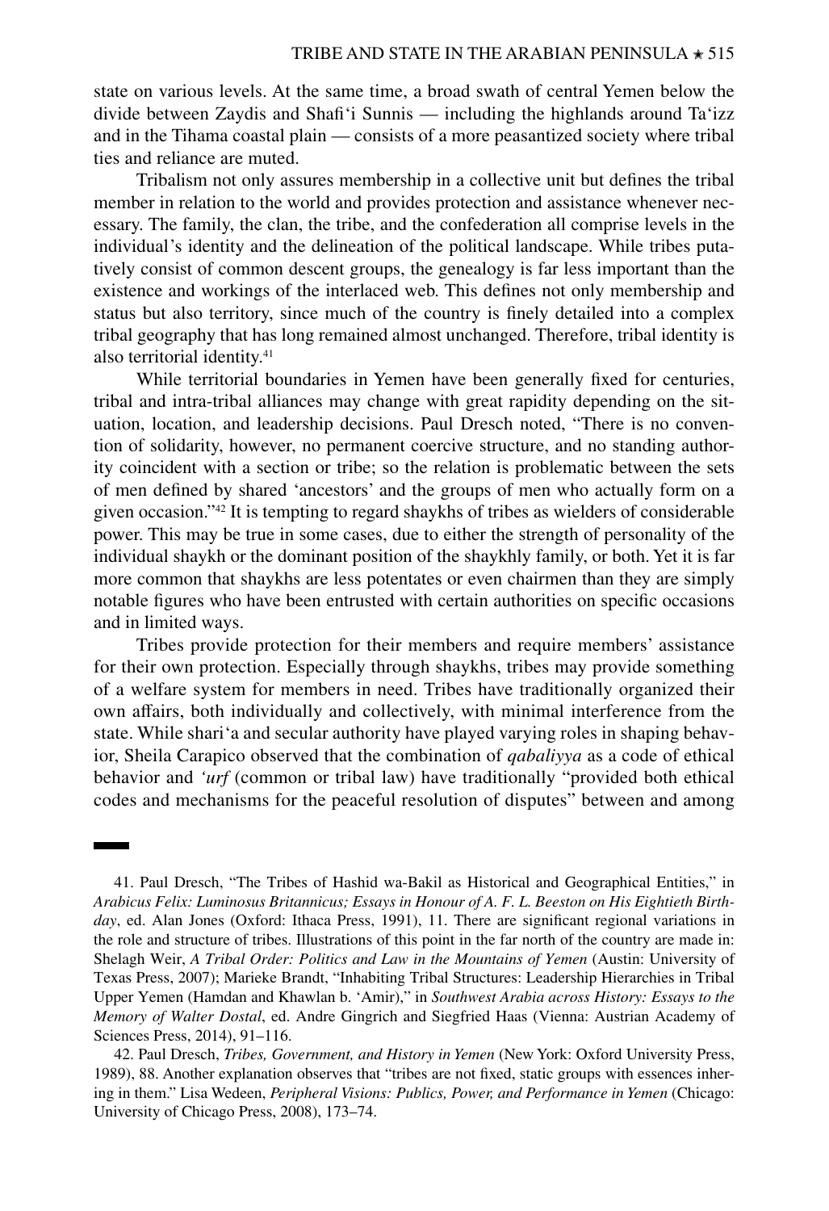state on various levels. At the same time, a broad swath of central Yemen below the divide between Zaydis and Shafi'i Sunnis — including the highlands around Ta'izz and in the Tihama coastal plain — consists of a more peasantized society where tribal ties and reliance are muted.

Tribalism not only assures membership in a collective unit but defines the tribal member in relation to the world and provides protection and assistance whenever necessary. The family, the clan, the tribe, and the confederation all comprise levels in the individual's identity and the delineation of the political landscape. While tribes putatively consist of common descent groups, the genealogy is far less important than the existence and workings of the interlaced web. This defines not only membership and status but also territory, since much of the country is finely detailed into a complex tribal geography that has long remained almost unchanged. Therefore, tribal identity is also territorial identity.[41]

While territorial boundaries in Yemen have been generally fixed for centuries, tribal and intra-tribal alliances may change with great rapidity depending on the situation, location, and leadership decisions. Paul Dresch noted, "There is no convention of solidarity, however, no permanent coercive structure, and no standing authority coincident with a section or tribe; so the relation is problematic between the sets of men defined by shared 'ancestors' and the groups of men who actually form on a given occasion."[42] It is tempting to regard shaykhs of tribes as wielders of considerable power. This may be true in some cases, due to either the strength of personality of the individual shaykh or the dominant position of the shaykhly family, or both. Yet it is far more common that shaykhs are less potentates or even chairmen than they are simply notable figures who have been entrusted with certain authorities on specific occasions and in limited ways.

Tribes provide protection for their members and require members' assistance for their own protection. Especially through shaykhs, tribes may provide something of a welfare system for members in need. Tribes have traditionally organized their own affairs, both individually and collectively, with minimal interference from the state. While shari'a and secular authority have played varying roles in shaping behavior, Sheila Carapico observed that the combination of *qabaliyya* as a code of ethical behavior and *'urf* (common or tribal law) have traditionally "provided both ethical codes and mechanisms for the peaceful resolution of disputes" between and among

---

41. Paul Dresch, "The Tribes of Hashid wa-Bakil as Historical and Geographical Entities," in *Arabicus Felix: Luminosus Britannicus; Essays in Honour of A. F. L. Beeston on His Eightieth Birthday*, ed. Alan Jones (Oxford: Ithaca Press, 1991), 11. There are significant regional variations in the role and structure of tribes. Illustrations of this point in the far north of the country are made in: Shelagh Weir, *A Tribal Order: Politics and Law in the Mountains of Yemen* (Austin: University of Texas Press, 2007); Marieke Brandt, "Inhabiting Tribal Structures: Leadership Hierarchies in Tribal Upper Yemen (Hamdan and Khawlan b. 'Amir)," in *Southwest Arabia across History: Essays to the Memory of Walter Dostal*, ed. Andre Gingrich and Siegfried Haas (Vienna: Austrian Academy of Sciences Press, 2014), 91–116.

42. Paul Dresch, *Tribes, Government, and History in Yemen* (New York: Oxford University Press, 1989), 88. Another explanation observes that "tribes are not fixed, static groups with essences inhering in them." Lisa Wedeen, *Peripheral Visions: Publics, Power, and Performance in Yemen* (Chicago: University of Chicago Press, 2008), 173–74.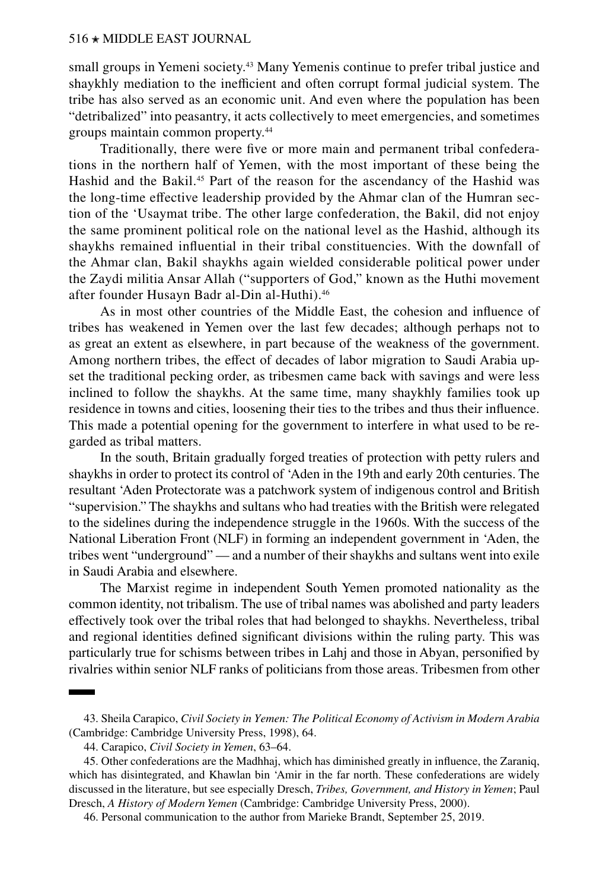small groups in Yemeni society.[43] Many Yemenis continue to prefer tribal justice and shaykhly mediation to the inefficient and often corrupt formal judicial system. The tribe has also served as an economic unit. And even where the population has been "detribalized" into peasantry, it acts collectively to meet emergencies, and sometimes groups maintain common property.[44]

Traditionally, there were five or more main and permanent tribal confederations in the northern half of Yemen, with the most important of these being the Hashid and the Bakil.[45] Part of the reason for the ascendancy of the Hashid was the long-time effective leadership provided by the Ahmar clan of the Humran section of the 'Usaymat tribe. The other large confederation, the Bakil, did not enjoy the same prominent political role on the national level as the Hashid, although its shaykhs remained influential in their tribal constituencies. With the downfall of the Ahmar clan, Bakil shaykhs again wielded considerable political power under the Zaydi militia Ansar Allah ("supporters of God," known as the Huthi movement after founder Husayn Badr al-Din al-Huthi).[46]

As in most other countries of the Middle East, the cohesion and influence of tribes has weakened in Yemen over the last few decades; although perhaps not to as great an extent as elsewhere, in part because of the weakness of the government. Among northern tribes, the effect of decades of labor migration to Saudi Arabia upset the traditional pecking order, as tribesmen came back with savings and were less inclined to follow the shaykhs. At the same time, many shaykhly families took up residence in towns and cities, loosening their ties to the tribes and thus their influence. This made a potential opening for the government to interfere in what used to be regarded as tribal matters.

In the south, Britain gradually forged treaties of protection with petty rulers and shaykhs in order to protect its control of 'Aden in the 19th and early 20th centuries. The resultant 'Aden Protectorate was a patchwork system of indigenous control and British "supervision." The shaykhs and sultans who had treaties with the British were relegated to the sidelines during the independence struggle in the 1960s. With the success of the National Liberation Front (NLF) in forming an independent government in 'Aden, the tribes went "underground" — and a number of their shaykhs and sultans went into exile in Saudi Arabia and elsewhere.

The Marxist regime in independent South Yemen promoted nationality as the common identity, not tribalism. The use of tribal names was abolished and party leaders effectively took over the tribal roles that had belonged to shaykhs. Nevertheless, tribal and regional identities defined significant divisions within the ruling party. This was particularly true for schisms between tribes in Lahj and those in Abyan, personified by rivalries within senior NLF ranks of politicians from those areas. Tribesmen from other

---

43. Sheila Carapico, *Civil Society in Yemen: The Political Economy of Activism in Modern Arabia* (Cambridge: Cambridge University Press, 1998), 64.

44. Carapico, *Civil Society in Yemen*, 63–64.

45. Other confederations are the Madhhaj, which has diminished greatly in influence, the Zaraniq, which has disintegrated, and Khawlan bin 'Amir in the far north. These confederations are widely discussed in the literature, but see especially Dresch, *Tribes, Government, and History in Yemen*; Paul Dresch, *A History of Modern Yemen* (Cambridge: Cambridge University Press, 2000).

46. Personal communication to the author from Marieke Brandt, September 25, 2019.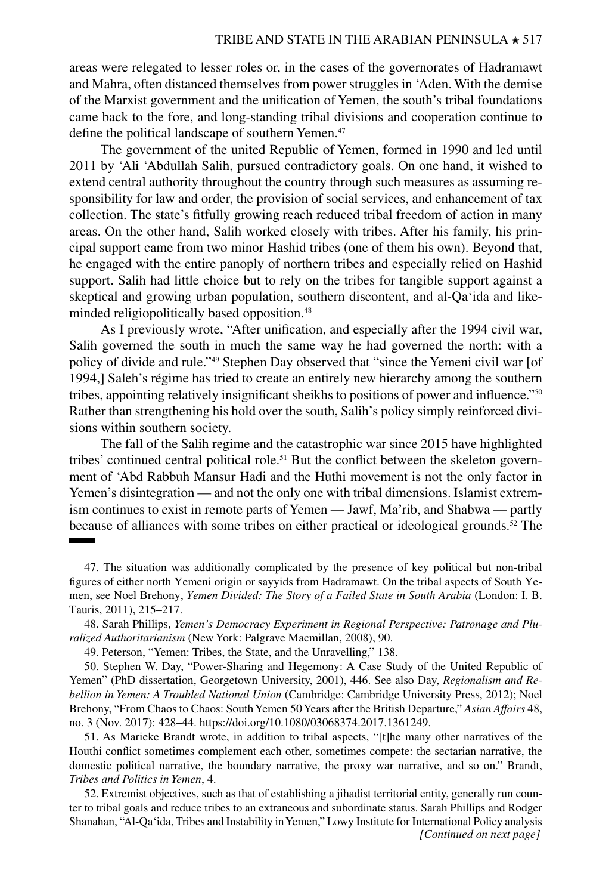areas were relegated to lesser roles or, in the cases of the governorates of Hadramawt and Mahra, often distanced themselves from power struggles in ‘Aden. With the demise of the Marxist government and the unification of Yemen, the south’s tribal foundations came back to the fore, and long-standing tribal divisions and cooperation continue to define the political landscape of southern Yemen.[47]

The government of the united Republic of Yemen, formed in 1990 and led until 2011 by ‘Ali ‘Abdullah Salih, pursued contradictory goals. On one hand, it wished to extend central authority throughout the country through such measures as assuming responsibility for law and order, the provision of social services, and enhancement of tax collection. The state’s fitfully growing reach reduced tribal freedom of action in many areas. On the other hand, Salih worked closely with tribes. After his family, his principal support came from two minor Hashid tribes (one of them his own). Beyond that, he engaged with the entire panoply of northern tribes and especially relied on Hashid support. Salih had little choice but to rely on the tribes for tangible support against a skeptical and growing urban population, southern discontent, and al-Qa‘ida and like-minded religiopolitically based opposition.[48]

As I previously wrote, “After unification, and especially after the 1994 civil war, Salih governed the south in much the same way he had governed the north: with a policy of divide and rule.”[49] Stephen Day observed that “since the Yemeni civil war [of 1994,] Saleh’s régime has tried to create an entirely new hierarchy among the southern tribes, appointing relatively insignificant sheikhs to positions of power and influence.”[50] Rather than strengthening his hold over the south, Salih’s policy simply reinforced divisions within southern society.

The fall of the Salih regime and the catastrophic war since 2015 have highlighted tribes’ continued central political role.[51] But the conflict between the skeleton government of ‘Abd Rabbuh Mansur Hadi and the Huthi movement is not the only factor in Yemen’s disintegration — and not the only one with tribal dimensions. Islamist extremism continues to exist in remote parts of Yemen — Jawf, Ma’rib, and Shabwa — partly because of alliances with some tribes on either practical or ideological grounds.[52] The

---

47. The situation was additionally complicated by the presence of key political but non-tribal figures of either north Yemeni origin or sayyids from Hadramawt. On the tribal aspects of South Yemen, see Noel Brehony, *Yemen Divided: The Story of a Failed State in South Arabia* (London: I. B. Tauris, 2011), 215–217.

48. Sarah Phillips, *Yemen’s Democracy Experiment in Regional Perspective: Patronage and Pluralized Authoritarianism* (New York: Palgrave Macmillan, 2008), 90.

49. Peterson, “Yemen: Tribes, the State, and the Unravelling,” 138.

50. Stephen W. Day, “Power-Sharing and Hegemony: A Case Study of the United Republic of Yemen” (PhD dissertation, Georgetown University, 2001), 446. See also Day, *Regionalism and Rebellion in Yemen: A Troubled National Union* (Cambridge: Cambridge University Press, 2012); Noel Brehony, “From Chaos to Chaos: South Yemen 50 Years after the British Departure,” *Asian Affairs* 48, no. 3 (Nov. 2017): 428–44. https://doi.org/10.1080/03068374.2017.1361249.

51. As Marieke Brandt wrote, in addition to tribal aspects, “[t]he many other narratives of the Houthi conflict sometimes complement each other, sometimes compete: the sectarian narrative, the domestic political narrative, the boundary narrative, the proxy war narrative, and so on.” Brandt, *Tribes and Politics in Yemen*, 4.

52. Extremist objectives, such as that of establishing a jihadist territorial entity, generally run counter to tribal goals and reduce tribes to an extraneous and subordinate status. Sarah Phillips and Rodger Shanahan, “Al-Qa‘ida, Tribes and Instability in Yemen,” Lowy Institute for International Policy analysis *[Continued on next page]*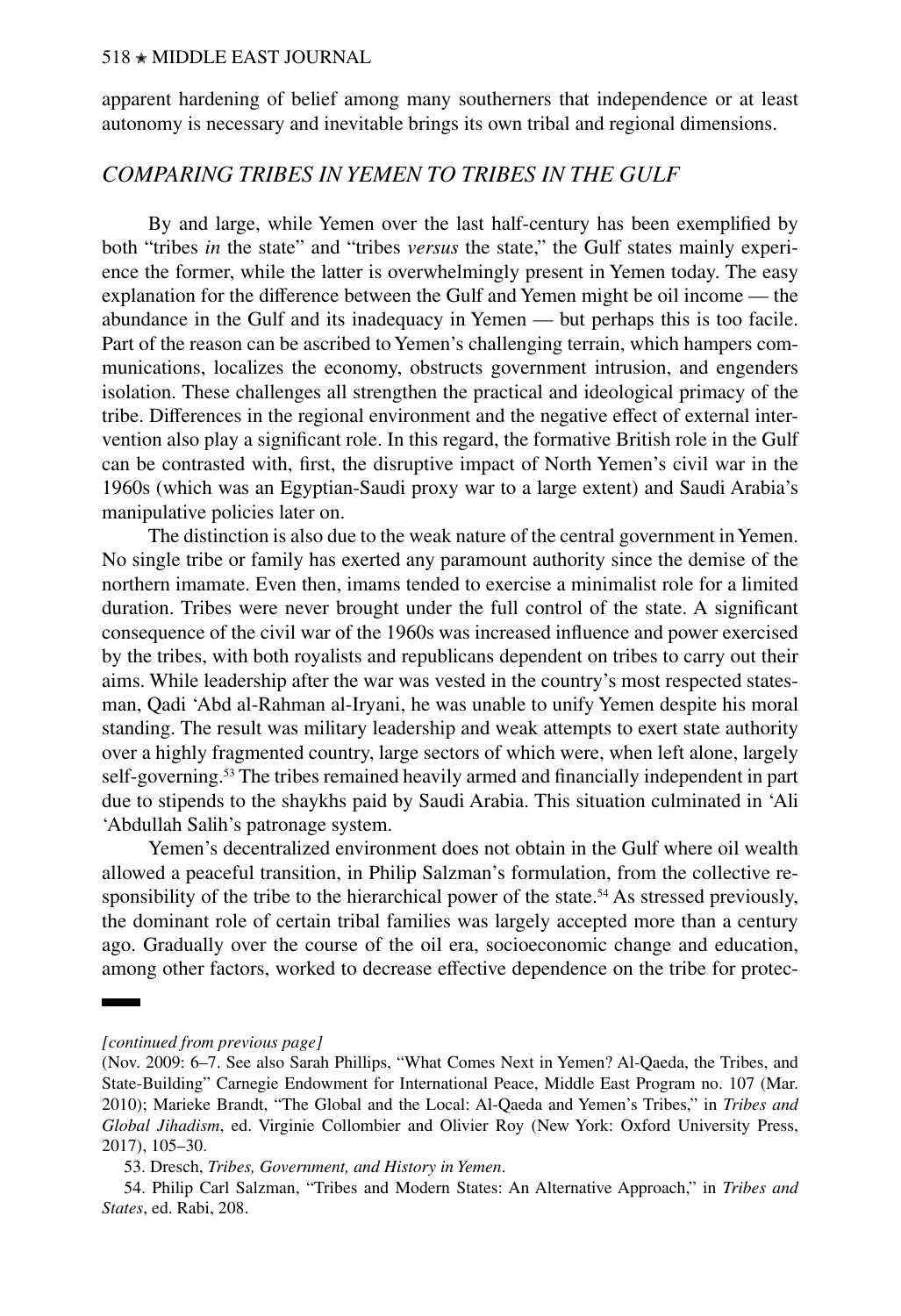apparent hardening of belief among many southerners that independence or at least autonomy is necessary and inevitable brings its own tribal and regional dimensions.

## *COMPARING TRIBES IN YEMEN TO TRIBES IN THE GULF*

By and large, while Yemen over the last half-century has been exemplified by both "tribes *in* the state" and "tribes *versus* the state," the Gulf states mainly experience the former, while the latter is overwhelmingly present in Yemen today. The easy explanation for the difference between the Gulf and Yemen might be oil income — the abundance in the Gulf and its inadequacy in Yemen — but perhaps this is too facile. Part of the reason can be ascribed to Yemen's challenging terrain, which hampers communications, localizes the economy, obstructs government intrusion, and engenders isolation. These challenges all strengthen the practical and ideological primacy of the tribe. Differences in the regional environment and the negative effect of external intervention also play a significant role. In this regard, the formative British role in the Gulf can be contrasted with, first, the disruptive impact of North Yemen's civil war in the 1960s (which was an Egyptian-Saudi proxy war to a large extent) and Saudi Arabia's manipulative policies later on.

The distinction is also due to the weak nature of the central government in Yemen. No single tribe or family has exerted any paramount authority since the demise of the northern imamate. Even then, imams tended to exercise a minimalist role for a limited duration. Tribes were never brought under the full control of the state. A significant consequence of the civil war of the 1960s was increased influence and power exercised by the tribes, with both royalists and republicans dependent on tribes to carry out their aims. While leadership after the war was vested in the country's most respected statesman, Qadi 'Abd al-Rahman al-Iryani, he was unable to unify Yemen despite his moral standing. The result was military leadership and weak attempts to exert state authority over a highly fragmented country, large sectors of which were, when left alone, largely self-governing.[53] The tribes remained heavily armed and financially independent in part due to stipends to the shaykhs paid by Saudi Arabia. This situation culminated in 'Ali 'Abdullah Salih's patronage system.

Yemen's decentralized environment does not obtain in the Gulf where oil wealth allowed a peaceful transition, in Philip Salzman's formulation, from the collective responsibility of the tribe to the hierarchical power of the state.[54] As stressed previously, the dominant role of certain tribal families was largely accepted more than a century ago. Gradually over the course of the oil era, socioeconomic change and education, among other factors, worked to decrease effective dependence on the tribe for protec-

---

*[continued from previous page]*

(Nov. 2009: 6–7. See also Sarah Phillips, "What Comes Next in Yemen? Al-Qaeda, the Tribes, and State-Building" Carnegie Endowment for International Peace, Middle East Program no. 107 (Mar. 2010); Marieke Brandt, "The Global and the Local: Al-Qaeda and Yemen's Tribes," in *Tribes and Global Jihadism*, ed. Virginie Collombier and Olivier Roy (New York: Oxford University Press, 2017), 105–30.

53. Dresch, *Tribes, Government, and History in Yemen*.

54. Philip Carl Salzman, "Tribes and Modern States: An Alternative Approach," in *Tribes and States*, ed. Rabi, 208.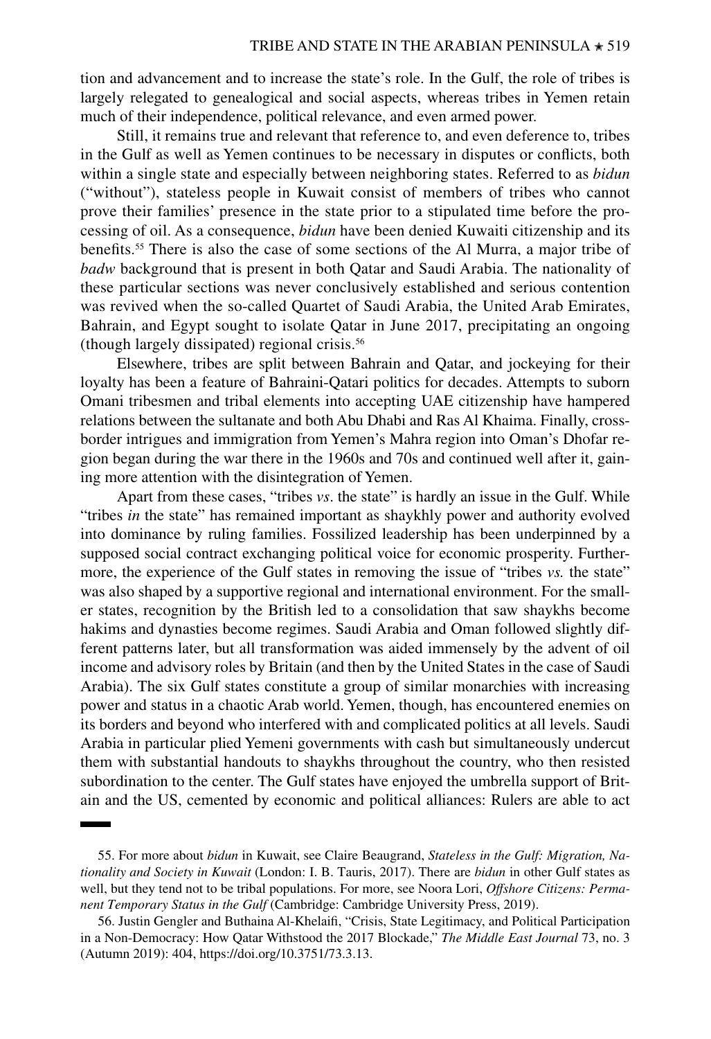tion and advancement and to increase the state's role. In the Gulf, the role of tribes is largely relegated to genealogical and social aspects, whereas tribes in Yemen retain much of their independence, political relevance, and even armed power.

Still, it remains true and relevant that reference to, and even deference to, tribes in the Gulf as well as Yemen continues to be necessary in disputes or conflicts, both within a single state and especially between neighboring states. Referred to as *bidun* ("without"), stateless people in Kuwait consist of members of tribes who cannot prove their families' presence in the state prior to a stipulated time before the processing of oil. As a consequence, *bidun* have been denied Kuwaiti citizenship and its benefits.[55] There is also the case of some sections of the Al Murra, a major tribe of *badw* background that is present in both Qatar and Saudi Arabia. The nationality of these particular sections was never conclusively established and serious contention was revived when the so-called Quartet of Saudi Arabia, the United Arab Emirates, Bahrain, and Egypt sought to isolate Qatar in June 2017, precipitating an ongoing (though largely dissipated) regional crisis.[56]

Elsewhere, tribes are split between Bahrain and Qatar, and jockeying for their loyalty has been a feature of Bahraini-Qatari politics for decades. Attempts to suborn Omani tribesmen and tribal elements into accepting UAE citizenship have hampered relations between the sultanate and both Abu Dhabi and Ras Al Khaima. Finally, cross-border intrigues and immigration from Yemen's Mahra region into Oman's Dhofar region began during the war there in the 1960s and 70s and continued well after it, gaining more attention with the disintegration of Yemen.

Apart from these cases, "tribes *vs*. the state" is hardly an issue in the Gulf. While "tribes *in* the state" has remained important as shaykhly power and authority evolved into dominance by ruling families. Fossilized leadership has been underpinned by a supposed social contract exchanging political voice for economic prosperity. Furthermore, the experience of the Gulf states in removing the issue of "tribes *vs.* the state" was also shaped by a supportive regional and international environment. For the smaller states, recognition by the British led to a consolidation that saw shaykhs become hakims and dynasties become regimes. Saudi Arabia and Oman followed slightly different patterns later, but all transformation was aided immensely by the advent of oil income and advisory roles by Britain (and then by the United States in the case of Saudi Arabia). The six Gulf states constitute a group of similar monarchies with increasing power and status in a chaotic Arab world. Yemen, though, has encountered enemies on its borders and beyond who interfered with and complicated politics at all levels. Saudi Arabia in particular plied Yemeni governments with cash but simultaneously undercut them with substantial handouts to shaykhs throughout the country, who then resisted subordination to the center. The Gulf states have enjoyed the umbrella support of Britain and the US, cemented by economic and political alliances: Rulers are able to act

---

55. For more about *bidun* in Kuwait, see Claire Beaugrand, *Stateless in the Gulf: Migration, Nationality and Society in Kuwait* (London: I. B. Tauris, 2017). There are *bidun* in other Gulf states as well, but they tend not to be tribal populations. For more, see Noora Lori, *Offshore Citizens: Permanent Temporary Status in the Gulf* (Cambridge: Cambridge University Press, 2019).

56. Justin Gengler and Buthaina Al-Khelaifi, "Crisis, State Legitimacy, and Political Participation in a Non-Democracy: How Qatar Withstood the 2017 Blockade," *The Middle East Journal* 73, no. 3 (Autumn 2019): 404, https://doi.org/10.3751/73.3.13.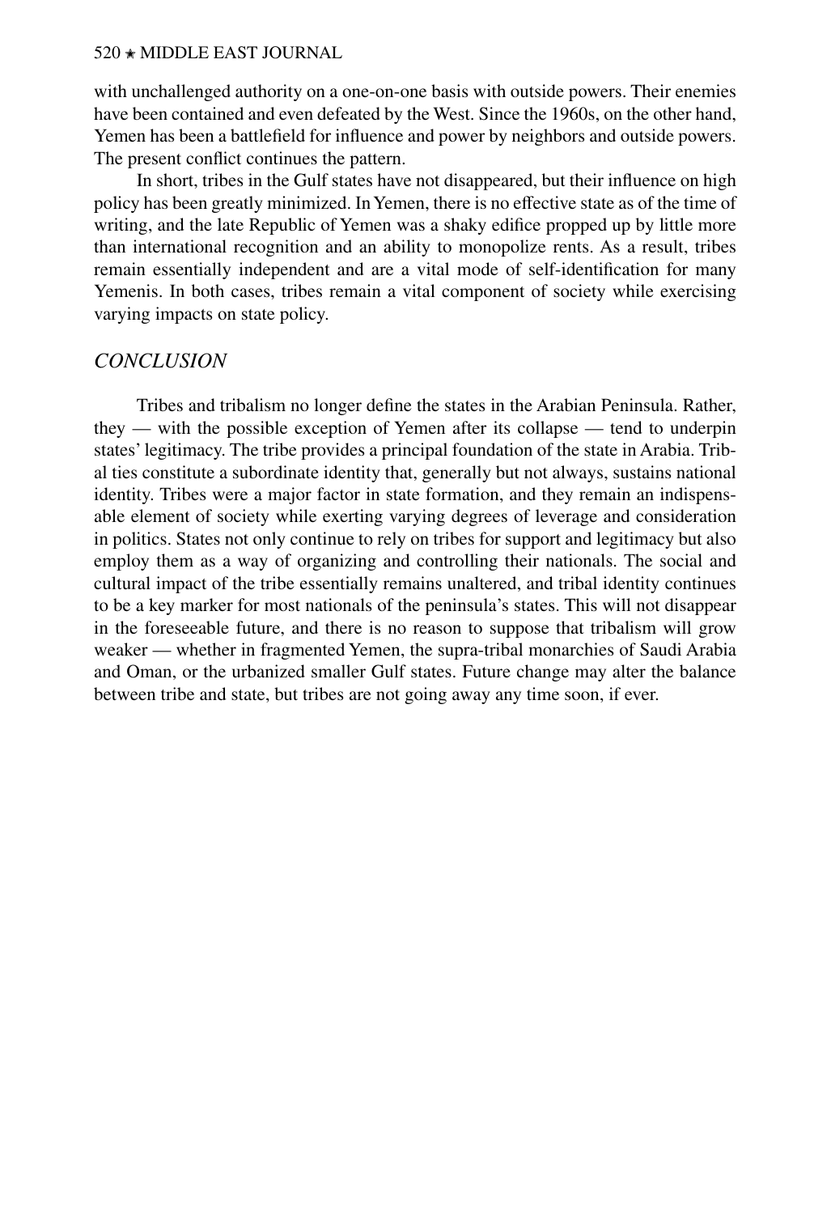with unchallenged authority on a one-on-one basis with outside powers. Their enemies have been contained and even defeated by the West. Since the 1960s, on the other hand, Yemen has been a battlefield for influence and power by neighbors and outside powers. The present conflict continues the pattern.

In short, tribes in the Gulf states have not disappeared, but their influence on high policy has been greatly minimized. In Yemen, there is no effective state as of the time of writing, and the late Republic of Yemen was a shaky edifice propped up by little more than international recognition and an ability to monopolize rents. As a result, tribes remain essentially independent and are a vital mode of self-identification for many Yemenis. In both cases, tribes remain a vital component of society while exercising varying impacts on state policy.

## *CONCLUSION*

Tribes and tribalism no longer define the states in the Arabian Peninsula. Rather, they — with the possible exception of Yemen after its collapse — tend to underpin states' legitimacy. The tribe provides a principal foundation of the state in Arabia. Tribal ties constitute a subordinate identity that, generally but not always, sustains national identity. Tribes were a major factor in state formation, and they remain an indispensable element of society while exerting varying degrees of leverage and consideration in politics. States not only continue to rely on tribes for support and legitimacy but also employ them as a way of organizing and controlling their nationals. The social and cultural impact of the tribe essentially remains unaltered, and tribal identity continues to be a key marker for most nationals of the peninsula's states. This will not disappear in the foreseeable future, and there is no reason to suppose that tribalism will grow weaker — whether in fragmented Yemen, the supra-tribal monarchies of Saudi Arabia and Oman, or the urbanized smaller Gulf states. Future change may alter the balance between tribe and state, but tribes are not going away any time soon, if ever.